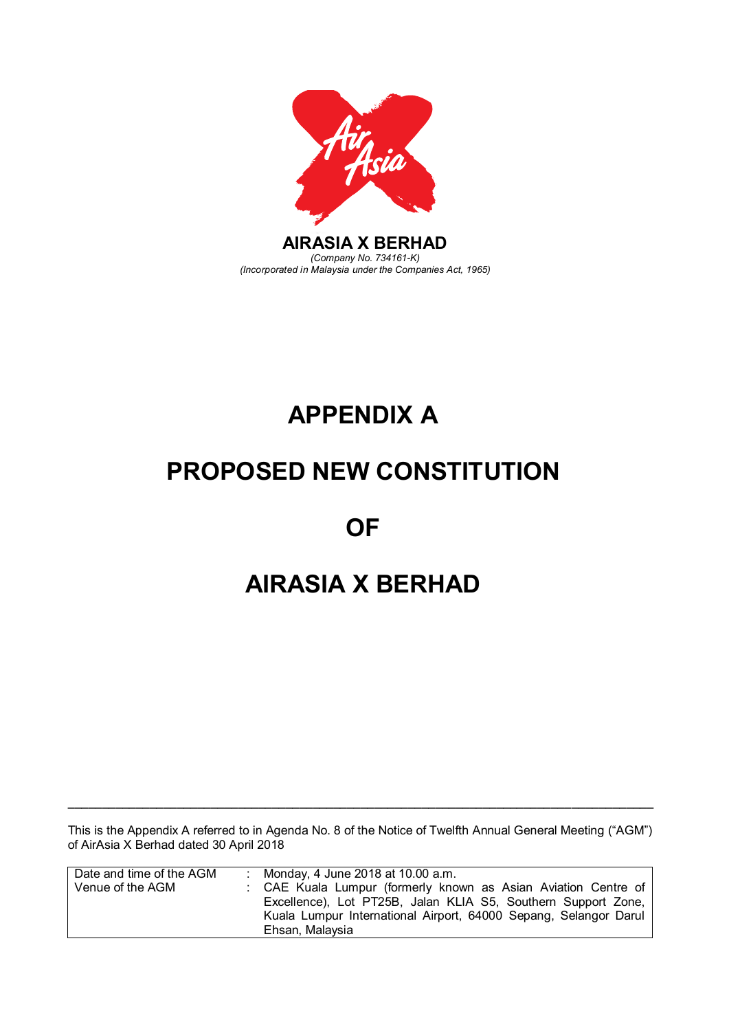**AIRASIA X BERHAD**
*(Company No. 734161-K)*
*(Incorporated in Malaysia under the Companies Act, 1965)*

# APPENDIX A

# PROPOSED NEW CONSTITUTION

# OF

# AIRASIA X BERHAD

---

This is the Appendix A referred to in Agenda No. 8 of the Notice of Twelfth Annual General Meeting ("AGM") of AirAsia X Berhad dated 30 April 2018

| | | |
|---|---|---|
| Date and time of the AGM | : | Monday, 4 June 2018 at 10.00 a.m. |
| Venue of the AGM | : | CAE Kuala Lumpur (formerly known as Asian Aviation Centre of Excellence), Lot PT25B, Jalan KLIA S5, Southern Support Zone, Kuala Lumpur International Airport, 64000 Sepang, Selangor Darul Ehsan, Malaysia |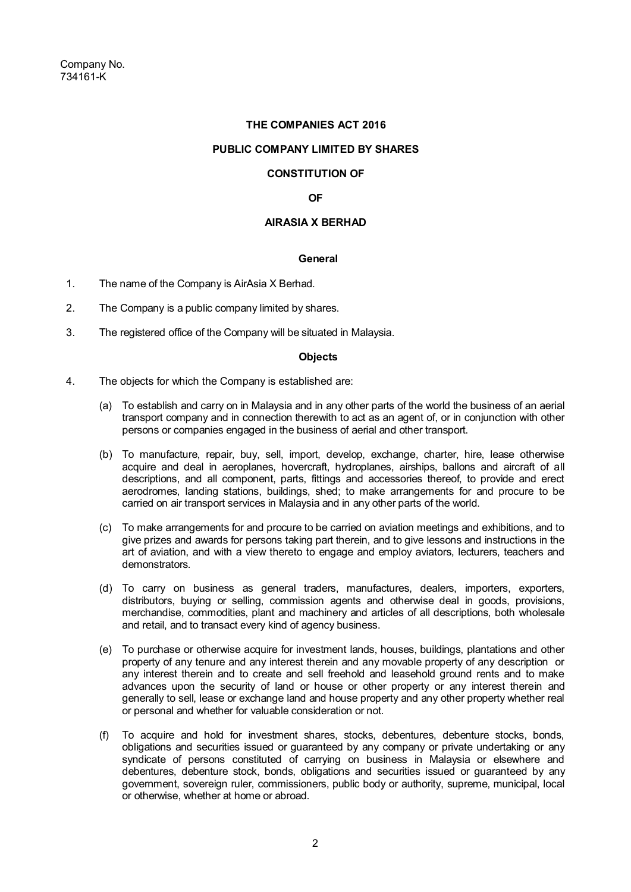Company No.
734161-K

**THE COMPANIES ACT 2016**

**PUBLIC COMPANY LIMITED BY SHARES**

**CONSTITUTION OF**

**OF**

**AIRASIA X BERHAD**

**General**

1. The name of the Company is AirAsia X Berhad.

2. The Company is a public company limited by shares.

3. The registered office of the Company will be situated in Malaysia.

**Objects**

4. The objects for which the Company is established are:

   (a) To establish and carry on in Malaysia and in any other parts of the world the business of an aerial transport company and in connection therewith to act as an agent of, or in conjunction with other persons or companies engaged in the business of aerial and other transport.

   (b) To manufacture, repair, buy, sell, import, develop, exchange, charter, hire, lease otherwise acquire and deal in aeroplanes, hovercraft, hydroplanes, airships, ballons and aircraft of all descriptions, and all component, parts, fittings and accessories thereof, to provide and erect aerodromes, landing stations, buildings, shed; to make arrangements for and procure to be carried on air transport services in Malaysia and in any other parts of the world.

   (c) To make arrangements for and procure to be carried on aviation meetings and exhibitions, and to give prizes and awards for persons taking part therein, and to give lessons and instructions in the art of aviation, and with a view thereto to engage and employ aviators, lecturers, teachers and demonstrators.

   (d) To carry on business as general traders, manufactures, dealers, importers, exporters, distributors, buying or selling, commission agents and otherwise deal in goods, provisions, merchandise, commodities, plant and machinery and articles of all descriptions, both wholesale and retail, and to transact every kind of agency business.

   (e) To purchase or otherwise acquire for investment lands, houses, buildings, plantations and other property of any tenure and any interest therein and any movable property of any description or any interest therein and to create and sell freehold and leasehold ground rents and to make advances upon the security of land or house or other property or any interest therein and generally to sell, lease or exchange land and house property and any other property whether real or personal and whether for valuable consideration or not.

   (f) To acquire and hold for investment shares, stocks, debentures, debenture stocks, bonds, obligations and securities issued or guaranteed by any company or private undertaking or any syndicate of persons constituted of carrying on business in Malaysia or elsewhere and debentures, debenture stock, bonds, obligations and securities issued or guaranteed by any government, sovereign ruler, commissioners, public body or authority, supreme, municipal, local or otherwise, whether at home or abroad.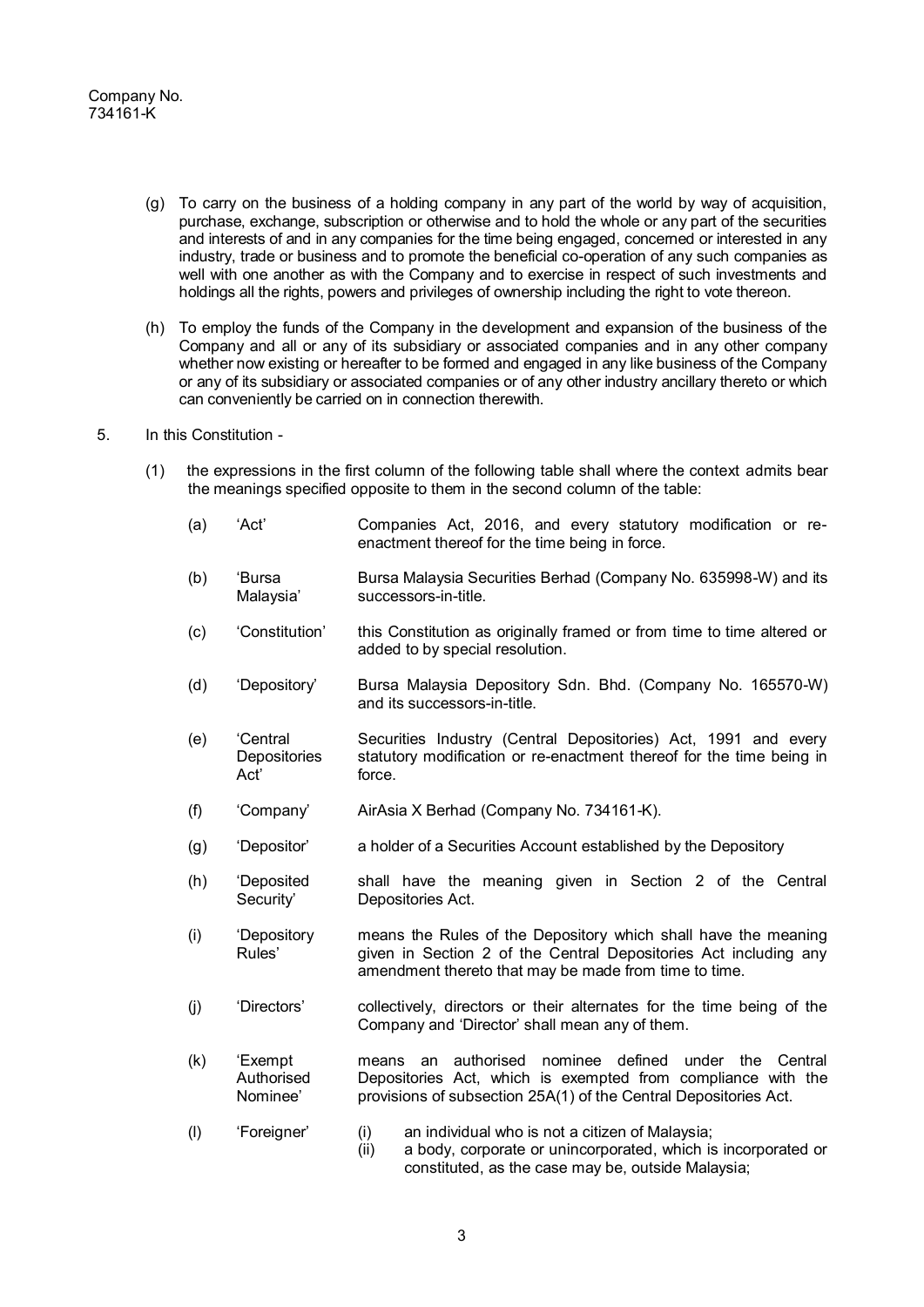Company No.
734161-K

(g) To carry on the business of a holding company in any part of the world by way of acquisition, purchase, exchange, subscription or otherwise and to hold the whole or any part of the securities and interests of and in any companies for the time being engaged, concerned or interested in any industry, trade or business and to promote the beneficial co-operation of any such companies as well with one another as with the Company and to exercise in respect of such investments and holdings all the rights, powers and privileges of ownership including the right to vote thereon.

(h) To employ the funds of the Company in the development and expansion of the business of the Company and all or any of its subsidiary or associated companies and in any other company whether now existing or hereafter to be formed and engaged in any like business of the Company or any of its subsidiary or associated companies or of any other industry ancillary thereto or which can conveniently be carried on in connection therewith.

5. In this Constitution -

(1) the expressions in the first column of the following table shall where the context admits bear the meanings specified opposite to them in the second column of the table:

| | | |
|---|---|---|
| (a) | 'Act' | Companies Act, 2016, and every statutory modification or re-enactment thereof for the time being in force. |
| (b) | 'Bursa Malaysia' | Bursa Malaysia Securities Berhad (Company No. 635998-W) and its successors-in-title. |
| (c) | 'Constitution' | this Constitution as originally framed or from time to time altered or added to by special resolution. |
| (d) | 'Depository' | Bursa Malaysia Depository Sdn. Bhd. (Company No. 165570-W) and its successors-in-title. |
| (e) | 'Central Depositories Act' | Securities Industry (Central Depositories) Act, 1991 and every statutory modification or re-enactment thereof for the time being in force. |
| (f) | 'Company' | AirAsia X Berhad (Company No. 734161-K). |
| (g) | 'Depositor' | a holder of a Securities Account established by the Depository |
| (h) | 'Deposited Security' | shall have the meaning given in Section 2 of the Central Depositories Act. |
| (i) | 'Depository Rules' | means the Rules of the Depository which shall have the meaning given in Section 2 of the Central Depositories Act including any amendment thereto that may be made from time to time. |
| (j) | 'Directors' | collectively, directors or their alternates for the time being of the Company and 'Director' shall mean any of them. |
| (k) | 'Exempt Authorised Nominee' | means an authorised nominee defined under the Central Depositories Act, which is exempted from compliance with the provisions of subsection 25A(1) of the Central Depositories Act. |
| (l) | 'Foreigner' | (i) an individual who is not a citizen of Malaysia;<br>(ii) a body, corporate or unincorporated, which is incorporated or constituted, as the case may be, outside Malaysia; |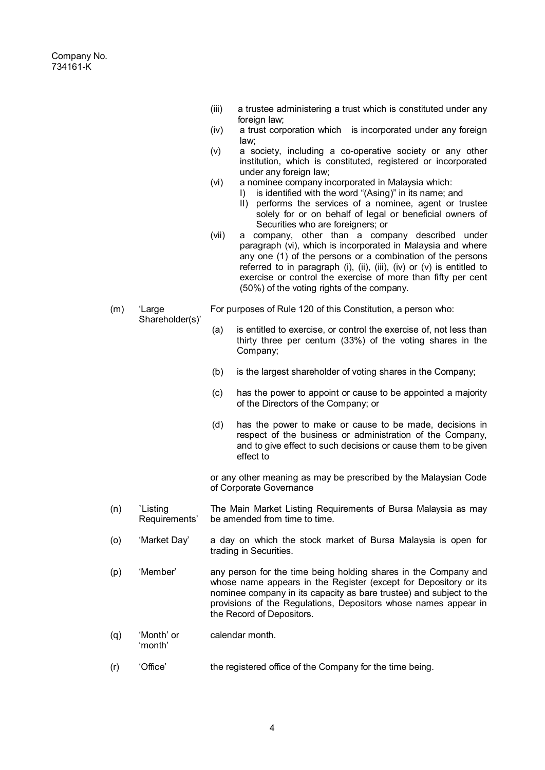Company No.
734161-K

(iii) a trustee administering a trust which is constituted under any foreign law;

(iv) a trust corporation which is incorporated under any foreign law;

(v) a society, including a co-operative society or any other institution, which is constituted, registered or incorporated under any foreign law;

(vi) a nominee company incorporated in Malaysia which:

I) is identified with the word "(Asing)" in its name; and

II) performs the services of a nominee, agent or trustee solely for or on behalf of legal or beneficial owners of Securities who are foreigners; or

(vii) a company, other than a company described under paragraph (vi), which is incorporated in Malaysia and where any one (1) of the persons or a combination of the persons referred to in paragraph (i), (ii), (iii), (iv) or (v) is entitled to exercise or control the exercise of more than fifty per cent (50%) of the voting rights of the company.

(m) 'Large Shareholder(s)' — For purposes of Rule 120 of this Constitution, a person who:

(a) is entitled to exercise, or control the exercise of, not less than thirty three per centum (33%) of the voting shares in the Company;

(b) is the largest shareholder of voting shares in the Company;

(c) has the power to appoint or cause to be appointed a majority of the Directors of the Company; or

(d) has the power to make or cause to be made, decisions in respect of the business or administration of the Company, and to give effect to such decisions or cause them to be given effect to

or any other meaning as may be prescribed by the Malaysian Code of Corporate Governance

(n) `Listing Requirements' — The Main Market Listing Requirements of Bursa Malaysia as may be amended from time to time.

(o) 'Market Day' — a day on which the stock market of Bursa Malaysia is open for trading in Securities.

(p) 'Member' — any person for the time being holding shares in the Company and whose name appears in the Register (except for Depository or its nominee company in its capacity as bare trustee) and subject to the provisions of the Regulations, Depositors whose names appear in the Record of Depositors.

(q) 'Month' or 'month' — calendar month.

(r) 'Office' — the registered office of the Company for the time being.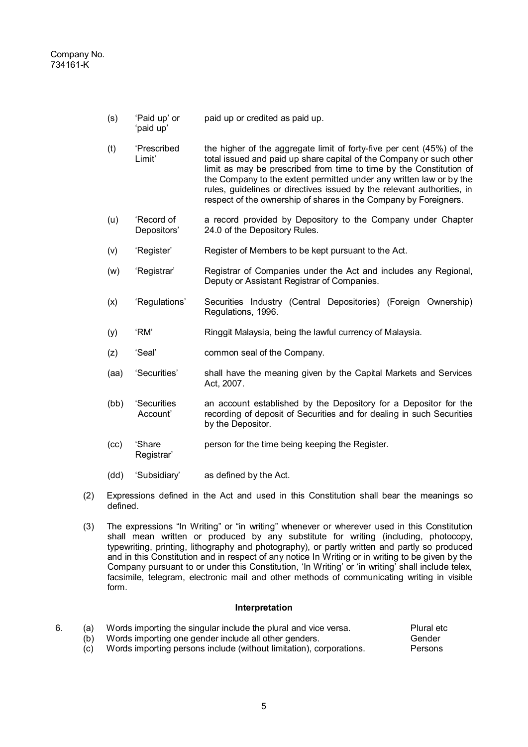Company No.
734161-K

| | | |
|---|---|---|
| (s) | 'Paid up' or 'paid up' | paid up or credited as paid up. |
| (t) | 'Prescribed Limit' | the higher of the aggregate limit of forty-five per cent (45%) of the total issued and paid up share capital of the Company or such other limit as may be prescribed from time to time by the Constitution of the Company to the extent permitted under any written law or by the rules, guidelines or directives issued by the relevant authorities, in respect of the ownership of shares in the Company by Foreigners. |
| (u) | 'Record of Depositors' | a record provided by Depository to the Company under Chapter 24.0 of the Depository Rules. |
| (v) | 'Register' | Register of Members to be kept pursuant to the Act. |
| (w) | 'Registrar' | Registrar of Companies under the Act and includes any Regional, Deputy or Assistant Registrar of Companies. |
| (x) | 'Regulations' | Securities Industry (Central Depositories) (Foreign Ownership) Regulations, 1996. |
| (y) | 'RM' | Ringgit Malaysia, being the lawful currency of Malaysia. |
| (z) | 'Seal' | common seal of the Company. |
| (aa) | 'Securities' | shall have the meaning given by the Capital Markets and Services Act, 2007. |
| (bb) | 'Securities Account' | an account established by the Depository for a Depositor for the recording of deposit of Securities and for dealing in such Securities by the Depositor. |
| (cc) | 'Share Registrar' | person for the time being keeping the Register. |
| (dd) | 'Subsidiary' | as defined by the Act. |

(2) Expressions defined in the Act and used in this Constitution shall bear the meanings so defined.

(3) The expressions "In Writing" or "in writing" whenever or wherever used in this Constitution shall mean written or produced by any substitute for writing (including, photocopy, typewriting, printing, lithography and photography), or partly written and partly so produced and in this Constitution and in respect of any notice In Writing or in writing to be given by the Company pursuant to or under this Constitution, 'In Writing' or 'in writing' shall include telex, facsimile, telegram, electronic mail and other methods of communicating writing in visible form.

**Interpretation**

6. (a) Words importing the singular include the plural and vice versa. — Plural etc
   (b) Words importing one gender include all other genders. — Gender
   (c) Words importing persons include (without limitation), corporations. — Persons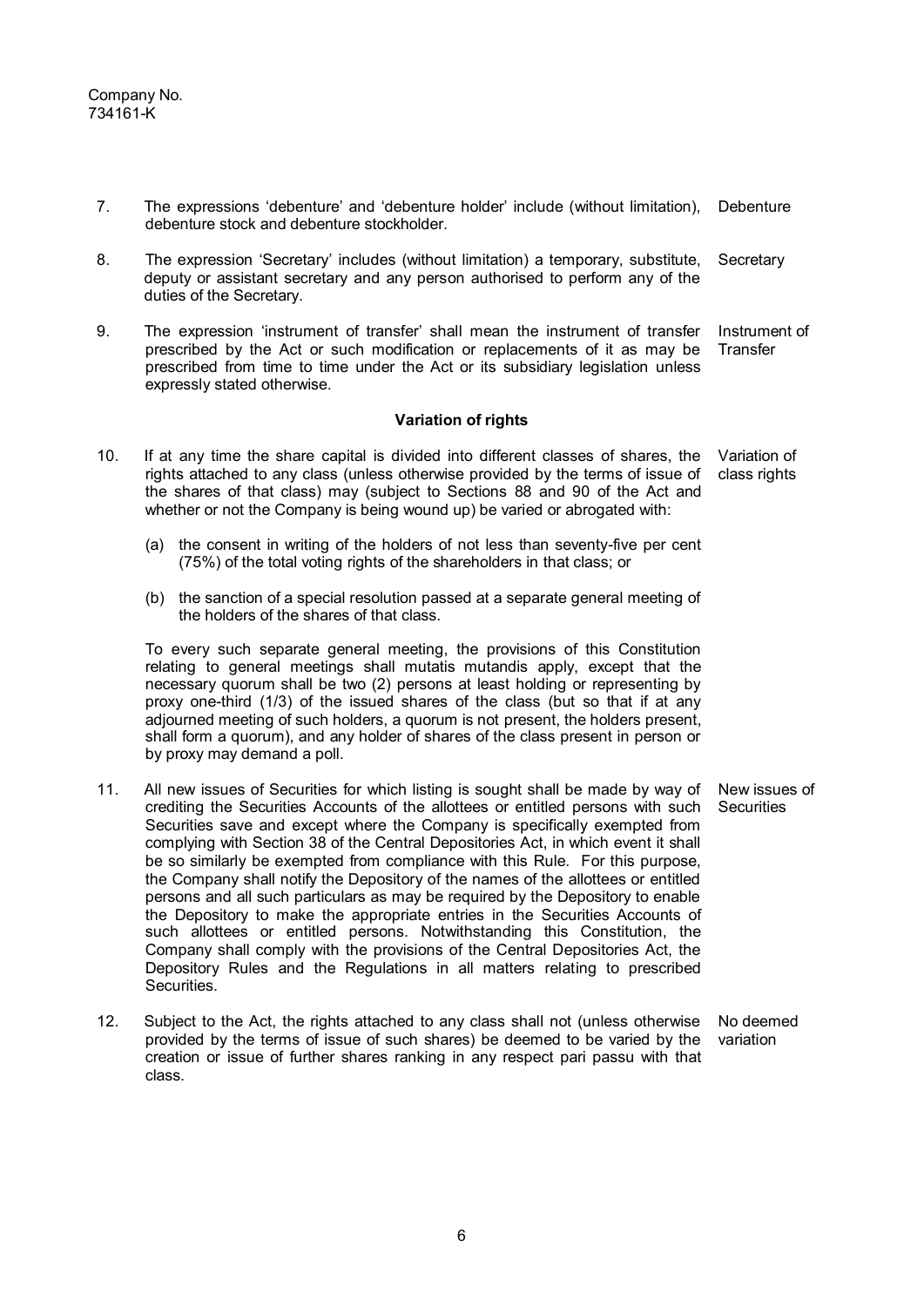Company No.
734161-K

7. The expressions 'debenture' and 'debenture holder' include (without limitation), debenture stock and debenture stockholder. Debenture

8. The expression 'Secretary' includes (without limitation) a temporary, substitute, deputy or assistant secretary and any person authorised to perform any of the duties of the Secretary. Secretary

9. The expression 'instrument of transfer' shall mean the instrument of transfer prescribed by the Act or such modification or replacements of it as may be prescribed from time to time under the Act or its subsidiary legislation unless expressly stated otherwise. Instrument of Transfer

**Variation of rights**

10. If at any time the share capital is divided into different classes of shares, the rights attached to any class (unless otherwise provided by the terms of issue of the shares of that class) may (subject to Sections 88 and 90 of the Act and whether or not the Company is being wound up) be varied or abrogated with: Variation of class rights

    (a) the consent in writing of the holders of not less than seventy-five per cent (75%) of the total voting rights of the shareholders in that class; or

    (b) the sanction of a special resolution passed at a separate general meeting of the holders of the shares of that class.

    To every such separate general meeting, the provisions of this Constitution relating to general meetings shall mutatis mutandis apply, except that the necessary quorum shall be two (2) persons at least holding or representing by proxy one-third (1/3) of the issued shares of the class (but so that if at any adjourned meeting of such holders, a quorum is not present, the holders present, shall form a quorum), and any holder of shares of the class present in person or by proxy may demand a poll.

11. All new issues of Securities for which listing is sought shall be made by way of crediting the Securities Accounts of the allottees or entitled persons with such Securities save and except where the Company is specifically exempted from complying with Section 38 of the Central Depositories Act, in which event it shall be so similarly be exempted from compliance with this Rule. For this purpose, the Company shall notify the Depository of the names of the allottees or entitled persons and all such particulars as may be required by the Depository to enable the Depository to make the appropriate entries in the Securities Accounts of such allottees or entitled persons. Notwithstanding this Constitution, the Company shall comply with the provisions of the Central Depositories Act, the Depository Rules and the Regulations in all matters relating to prescribed Securities. New issues of Securities

12. Subject to the Act, the rights attached to any class shall not (unless otherwise provided by the terms of issue of such shares) be deemed to be varied by the creation or issue of further shares ranking in any respect pari passu with that class. No deemed variation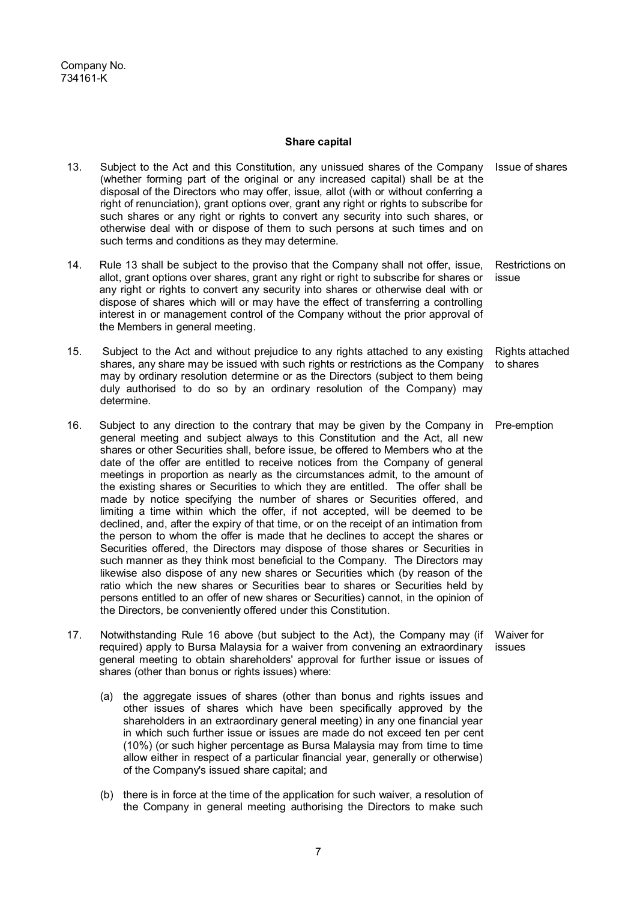Company No.
734161-K

**Share capital**

13. Subject to the Act and this Constitution, any unissued shares of the Company (whether forming part of the original or any increased capital) shall be at the disposal of the Directors who may offer, issue, allot (with or without conferring a right of renunciation), grant options over, grant any right or rights to subscribe for such shares or any right or rights to convert any security into such shares, or otherwise deal with or dispose of them to such persons at such times and on such terms and conditions as they may determine. *Issue of shares*

14. Rule 13 shall be subject to the proviso that the Company shall not offer, issue, allot, grant options over shares, grant any right or right to subscribe for shares or any right or rights to convert any security into shares or otherwise deal with or dispose of shares which will or may have the effect of transferring a controlling interest in or management control of the Company without the prior approval of the Members in general meeting. *Restrictions on issue*

15. Subject to the Act and without prejudice to any rights attached to any existing shares, any share may be issued with such rights or restrictions as the Company may by ordinary resolution determine or as the Directors (subject to them being duly authorised to do so by an ordinary resolution of the Company) may determine. *Rights attached to shares*

16. Subject to any direction to the contrary that may be given by the Company in general meeting and subject always to this Constitution and the Act, all new shares or other Securities shall, before issue, be offered to Members who at the date of the offer are entitled to receive notices from the Company of general meetings in proportion as nearly as the circumstances admit, to the amount of the existing shares or Securities to which they are entitled. The offer shall be made by notice specifying the number of shares or Securities offered, and limiting a time within which the offer, if not accepted, will be deemed to be declined, and, after the expiry of that time, or on the receipt of an intimation from the person to whom the offer is made that he declines to accept the shares or Securities offered, the Directors may dispose of those shares or Securities in such manner as they think most beneficial to the Company. The Directors may likewise also dispose of any new shares or Securities which (by reason of the ratio which the new shares or Securities bear to shares or Securities held by persons entitled to an offer of new shares or Securities) cannot, in the opinion of the Directors, be conveniently offered under this Constitution. *Pre-emption*

17. Notwithstanding Rule 16 above (but subject to the Act), the Company may (if required) apply to Bursa Malaysia for a waiver from convening an extraordinary general meeting to obtain shareholders' approval for further issue or issues of shares (other than bonus or rights issues) where: *Waiver for issues*

    (a) the aggregate issues of shares (other than bonus and rights issues and other issues of shares which have been specifically approved by the shareholders in an extraordinary general meeting) in any one financial year in which such further issue or issues are made do not exceed ten per cent (10%) (or such higher percentage as Bursa Malaysia may from time to time allow either in respect of a particular financial year, generally or otherwise) of the Company's issued share capital; and

    (b) there is in force at the time of the application for such waiver, a resolution of the Company in general meeting authorising the Directors to make such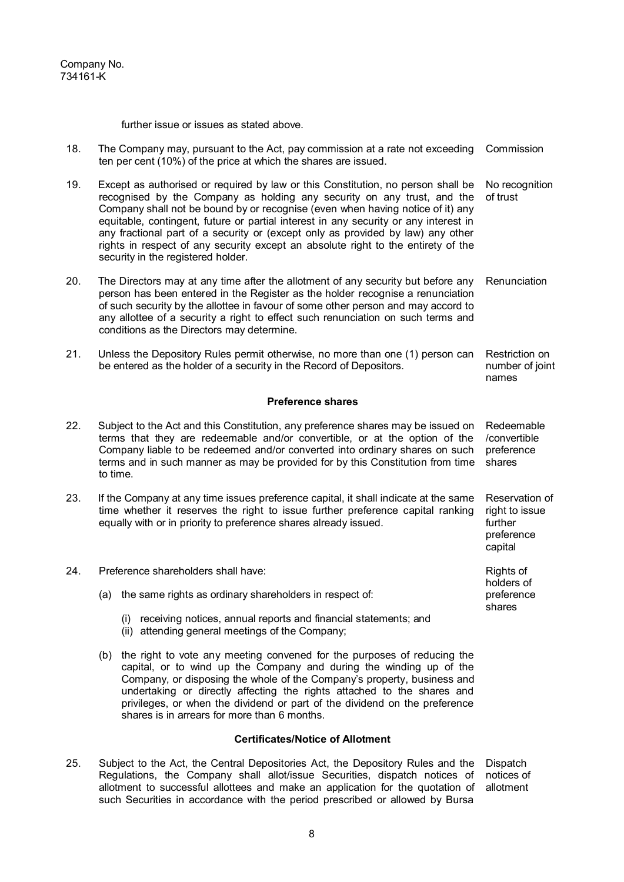Company No.
734161-K

further issue or issues as stated above.

18. The Company may, pursuant to the Act, pay commission at a rate not exceeding ten per cent (10%) of the price at which the shares are issued. Commission

19. Except as authorised or required by law or this Constitution, no person shall be recognised by the Company as holding any security on any trust, and the Company shall not be bound by or recognise (even when having notice of it) any equitable, contingent, future or partial interest in any security or any interest in any fractional part of a security or (except only as provided by law) any other rights in respect of any security except an absolute right to the entirety of the security in the registered holder. No recognition of trust

20. The Directors may at any time after the allotment of any security but before any person has been entered in the Register as the holder recognise a renunciation of such security by the allottee in favour of some other person and may accord to any allottee of a security a right to effect such renunciation on such terms and conditions as the Directors may determine. Renunciation

21. Unless the Depository Rules permit otherwise, no more than one (1) person can be entered as the holder of a security in the Record of Depositors. Restriction on number of joint names

**Preference shares**

22. Subject to the Act and this Constitution, any preference shares may be issued on terms that they are redeemable and/or convertible, or at the option of the Company liable to be redeemed and/or converted into ordinary shares on such terms and in such manner as may be provided for by this Constitution from time to time. Redeemable /convertible preference shares

23. If the Company at any time issues preference capital, it shall indicate at the same time whether it reserves the right to issue further preference capital ranking equally with or in priority to preference shares already issued. Reservation of right to issue further preference capital

24. Preference shareholders shall have: Rights of holders of preference shares

(a) the same rights as ordinary shareholders in respect of:

(i) receiving notices, annual reports and financial statements; and
(ii) attending general meetings of the Company;

(b) the right to vote any meeting convened for the purposes of reducing the capital, or to wind up the Company and during the winding up of the Company, or disposing the whole of the Company's property, business and undertaking or directly affecting the rights attached to the shares and privileges, or when the dividend or part of the dividend on the preference shares is in arrears for more than 6 months.

**Certificates/Notice of Allotment**

25. Subject to the Act, the Central Depositories Act, the Depository Rules and the Regulations, the Company shall allot/issue Securities, dispatch notices of allotment to successful allottees and make an application for the quotation of such Securities in accordance with the period prescribed or allowed by Bursa Dispatch notices of allotment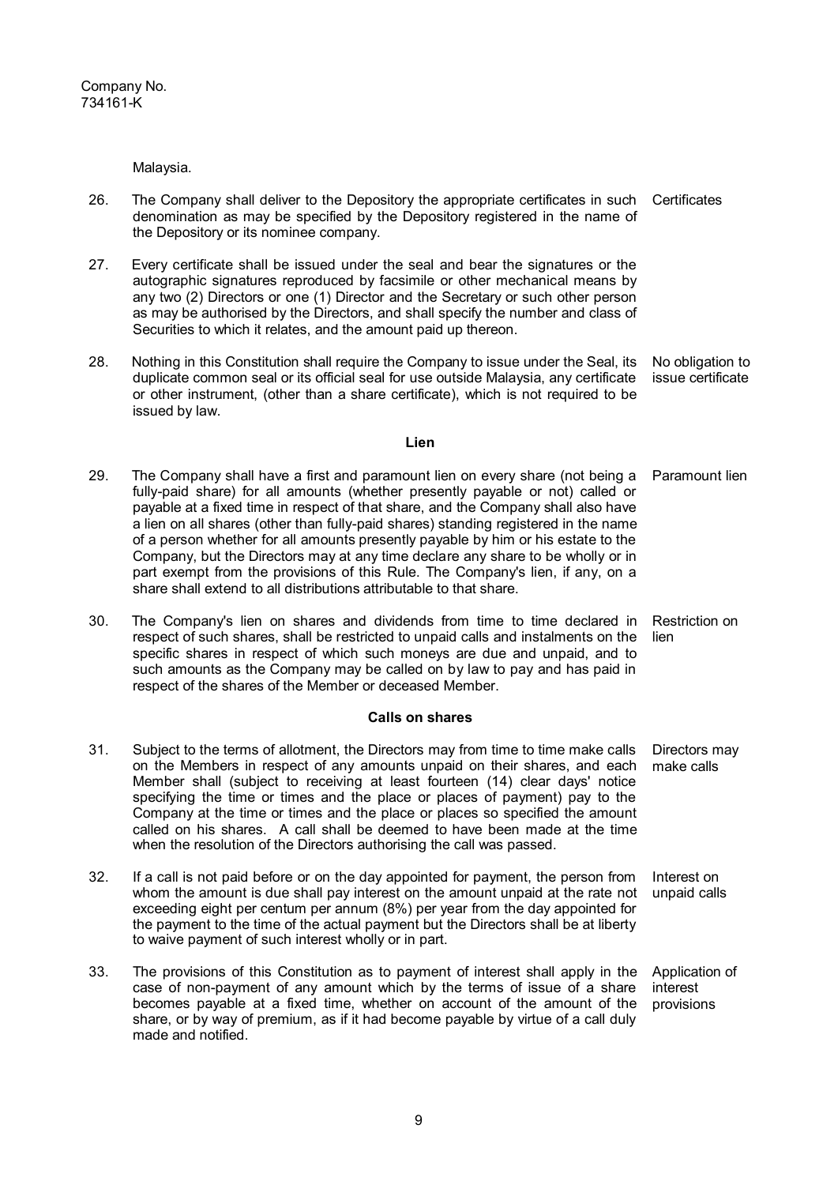Malaysia.

26. The Company shall deliver to the Depository the appropriate certificates in such denomination as may be specified by the Depository registered in the name of the Depository or its nominee company. Certificates

27. Every certificate shall be issued under the seal and bear the signatures or the autographic signatures reproduced by facsimile or other mechanical means by any two (2) Directors or one (1) Director and the Secretary or such other person as may be authorised by the Directors, and shall specify the number and class of Securities to which it relates, and the amount paid up thereon.

28. Nothing in this Constitution shall require the Company to issue under the Seal, its duplicate common seal or its official seal for use outside Malaysia, any certificate or other instrument, (other than a share certificate), which is not required to be issued by law. No obligation to issue certificate

**Lien**

29. The Company shall have a first and paramount lien on every share (not being a fully-paid share) for all amounts (whether presently payable or not) called or payable at a fixed time in respect of that share, and the Company shall also have a lien on all shares (other than fully-paid shares) standing registered in the name of a person whether for all amounts presently payable by him or his estate to the Company, but the Directors may at any time declare any share to be wholly or in part exempt from the provisions of this Rule. The Company's lien, if any, on a share shall extend to all distributions attributable to that share. Paramount lien

30. The Company's lien on shares and dividends from time to time declared in respect of such shares, shall be restricted to unpaid calls and instalments on the specific shares in respect of which such moneys are due and unpaid, and to such amounts as the Company may be called on by law to pay and has paid in respect of the shares of the Member or deceased Member. Restriction on lien

**Calls on shares**

31. Subject to the terms of allotment, the Directors may from time to time make calls on the Members in respect of any amounts unpaid on their shares, and each Member shall (subject to receiving at least fourteen (14) clear days' notice specifying the time or times and the place or places of payment) pay to the Company at the time or times and the place or places so specified the amount called on his shares. A call shall be deemed to have been made at the time when the resolution of the Directors authorising the call was passed. Directors may make calls

32. If a call is not paid before or on the day appointed for payment, the person from whom the amount is due shall pay interest on the amount unpaid at the rate not exceeding eight per centum per annum (8%) per year from the day appointed for the payment to the time of the actual payment but the Directors shall be at liberty to waive payment of such interest wholly or in part. Interest on unpaid calls

33. The provisions of this Constitution as to payment of interest shall apply in the case of non-payment of any amount which by the terms of issue of a share becomes payable at a fixed time, whether on account of the amount of the share, or by way of premium, as if it had become payable by virtue of a call duly made and notified. Application of interest provisions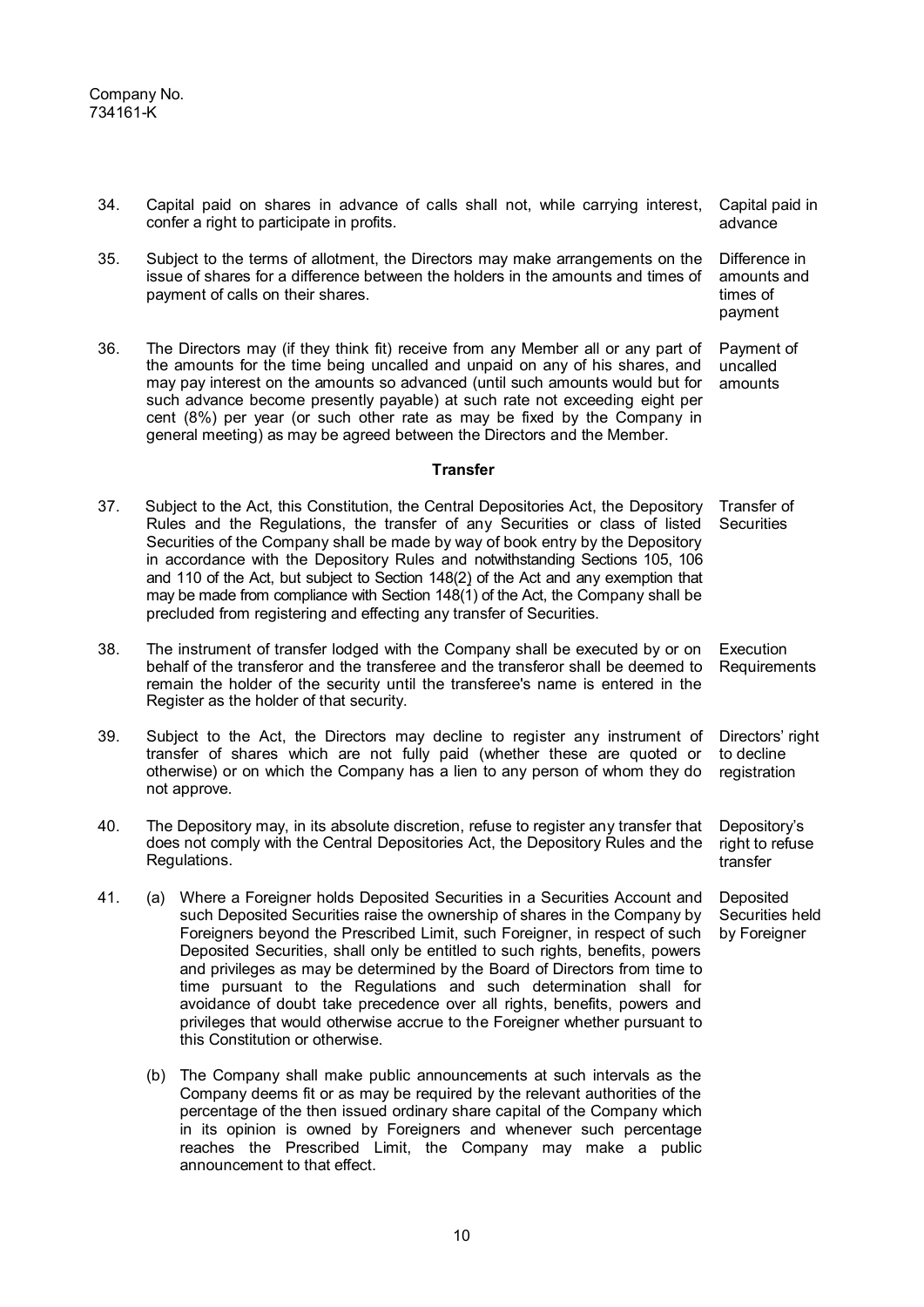Company No.
734161-K

34. Capital paid on shares in advance of calls shall not, while carrying interest, confer a right to participate in profits. — *Capital paid in advance*

35. Subject to the terms of allotment, the Directors may make arrangements on the issue of shares for a difference between the holders in the amounts and times of payment of calls on their shares. — *Difference in amounts and times of payment*

36. The Directors may (if they think fit) receive from any Member all or any part of the amounts for the time being uncalled and unpaid on any of his shares, and may pay interest on the amounts so advanced (until such amounts would but for such advance become presently payable) at such rate not exceeding eight per cent (8%) per year (or such other rate as may be fixed by the Company in general meeting) as may be agreed between the Directors and the Member. — *Payment of uncalled amounts*

## Transfer

37. Subject to the Act, this Constitution, the Central Depositories Act, the Depository Rules and the Regulations, the transfer of any Securities or class of listed Securities of the Company shall be made by way of book entry by the Depository in accordance with the Depository Rules and notwithstanding Sections 105, 106 and 110 of the Act, but subject to Section 148(2) of the Act and any exemption that may be made from compliance with Section 148(1) of the Act, the Company shall be precluded from registering and effecting any transfer of Securities. — *Transfer of Securities*

38. The instrument of transfer lodged with the Company shall be executed by or on behalf of the transferor and the transferee and the transferor shall be deemed to remain the holder of the security until the transferee's name is entered in the Register as the holder of that security. — *Execution Requirements*

39. Subject to the Act, the Directors may decline to register any instrument of transfer of shares which are not fully paid (whether these are quoted or otherwise) or on which the Company has a lien to any person of whom they do not approve. — *Directors' right to decline registration*

40. The Depository may, in its absolute discretion, refuse to register any transfer that does not comply with the Central Depositories Act, the Depository Rules and the Regulations. — *Depository's right to refuse transfer*

41. *Deposited Securities held by Foreigner*

    (a) Where a Foreigner holds Deposited Securities in a Securities Account and such Deposited Securities raise the ownership of shares in the Company by Foreigners beyond the Prescribed Limit, such Foreigner, in respect of such Deposited Securities, shall only be entitled to such rights, benefits, powers and privileges as may be determined by the Board of Directors from time to time pursuant to the Regulations and such determination shall for avoidance of doubt take precedence over all rights, benefits, powers and privileges that would otherwise accrue to the Foreigner whether pursuant to this Constitution or otherwise.

    (b) The Company shall make public announcements at such intervals as the Company deems fit or as may be required by the relevant authorities of the percentage of the then issued ordinary share capital of the Company which in its opinion is owned by Foreigners and whenever such percentage reaches the Prescribed Limit, the Company may make a public announcement to that effect.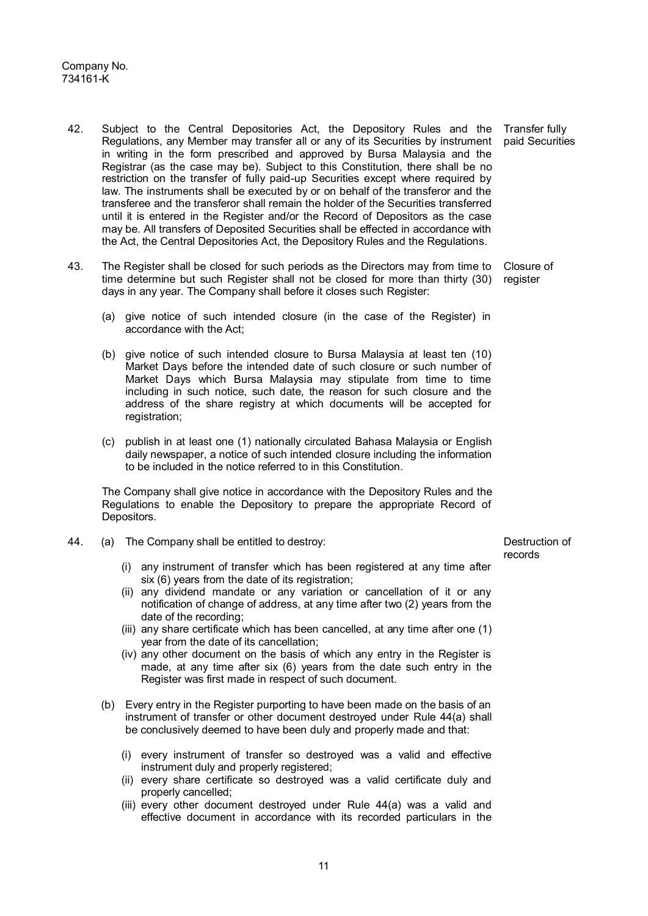Company No.
734161-K

42. Subject to the Central Depositories Act, the Depository Rules and the Regulations, any Member may transfer all or any of its Securities by instrument in writing in the form prescribed and approved by Bursa Malaysia and the Registrar (as the case may be). Subject to this Constitution, there shall be no restriction on the transfer of fully paid-up Securities except where required by law. The instruments shall be executed by or on behalf of the transferor and the transferee and the transferor shall remain the holder of the Securities transferred until it is entered in the Register and/or the Record of Depositors as the case may be. All transfers of Deposited Securities shall be effected in accordance with the Act, the Central Depositories Act, the Depository Rules and the Regulations. — *Transfer fully paid Securities*

43. The Register shall be closed for such periods as the Directors may from time to time determine but such Register shall not be closed for more than thirty (30) days in any year. The Company shall before it closes such Register: — *Closure of register*

    (a) give notice of such intended closure (in the case of the Register) in accordance with the Act;

    (b) give notice of such intended closure to Bursa Malaysia at least ten (10) Market Days before the intended date of such closure or such number of Market Days which Bursa Malaysia may stipulate from time to time including in such notice, such date, the reason for such closure and the address of the share registry at which documents will be accepted for registration;

    (c) publish in at least one (1) nationally circulated Bahasa Malaysia or English daily newspaper, a notice of such intended closure including the information to be included in the notice referred to in this Constitution.

    The Company shall give notice in accordance with the Depository Rules and the Regulations to enable the Depository to prepare the appropriate Record of Depositors.

44. (a) The Company shall be entitled to destroy: — *Destruction of records*

    (i) any instrument of transfer which has been registered at any time after six (6) years from the date of its registration;
    (ii) any dividend mandate or any variation or cancellation of it or any notification of change of address, at any time after two (2) years from the date of the recording;
    (iii) any share certificate which has been cancelled, at any time after one (1) year from the date of its cancellation;
    (iv) any other document on the basis of which any entry in the Register is made, at any time after six (6) years from the date such entry in the Register was first made in respect of such document.

    (b) Every entry in the Register purporting to have been made on the basis of an instrument of transfer or other document destroyed under Rule 44(a) shall be conclusively deemed to have been duly and properly made and that:

    (i) every instrument of transfer so destroyed was a valid and effective instrument duly and properly registered;
    (ii) every share certificate so destroyed was a valid certificate duly and properly cancelled;
    (iii) every other document destroyed under Rule 44(a) was a valid and effective document in accordance with its recorded particulars in the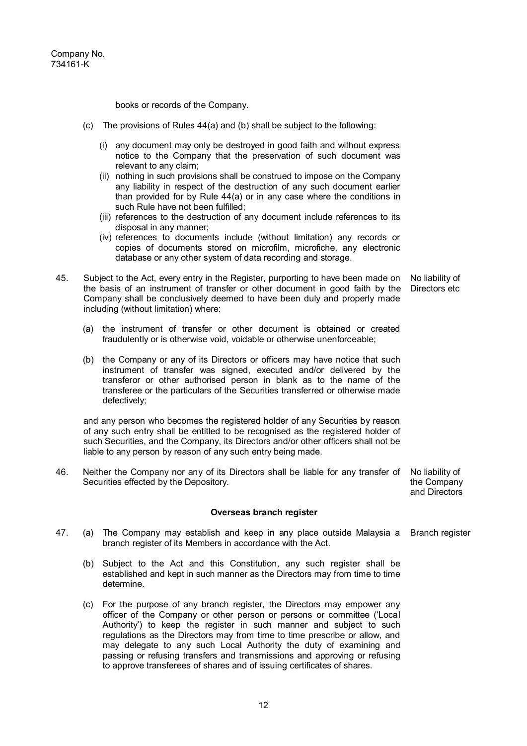Company No.
734161-K

books or records of the Company.

(c) The provisions of Rules 44(a) and (b) shall be subject to the following:

(i) any document may only be destroyed in good faith and without express notice to the Company that the preservation of such document was relevant to any claim;
(ii) nothing in such provisions shall be construed to impose on the Company any liability in respect of the destruction of any such document earlier than provided for by Rule 44(a) or in any case where the conditions in such Rule have not been fulfilled;
(iii) references to the destruction of any document include references to its disposal in any manner;
(iv) references to documents include (without limitation) any records or copies of documents stored on microfilm, microfiche, any electronic database or any other system of data recording and storage.

45. Subject to the Act, every entry in the Register, purporting to have been made on the basis of an instrument of transfer or other document in good faith by the Company shall be conclusively deemed to have been duly and properly made including (without limitation) where:

*No liability of Directors etc*

(a) the instrument of transfer or other document is obtained or created fraudulently or is otherwise void, voidable or otherwise unenforceable;

(b) the Company or any of its Directors or officers may have notice that such instrument of transfer was signed, executed and/or delivered by the transferor or other authorised person in blank as to the name of the transferee or the particulars of the Securities transferred or otherwise made defectively;

and any person who becomes the registered holder of any Securities by reason of any such entry shall be entitled to be recognised as the registered holder of such Securities, and the Company, its Directors and/or other officers shall not be liable to any person by reason of any such entry being made.

46. Neither the Company nor any of its Directors shall be liable for any transfer of Securities effected by the Depository.

*No liability of the Company and Directors*

**Overseas branch register**

47. (a) The Company may establish and keep in any place outside Malaysia a branch register of its Members in accordance with the Act.

*Branch register*

(b) Subject to the Act and this Constitution, any such register shall be established and kept in such manner as the Directors may from time to time determine.

(c) For the purpose of any branch register, the Directors may empower any officer of the Company or other person or persons or committee ('Local Authority') to keep the register in such manner and subject to such regulations as the Directors may from time to time prescribe or allow, and may delegate to any such Local Authority the duty of examining and passing or refusing transfers and transmissions and approving or refusing to approve transferees of shares and of issuing certificates of shares.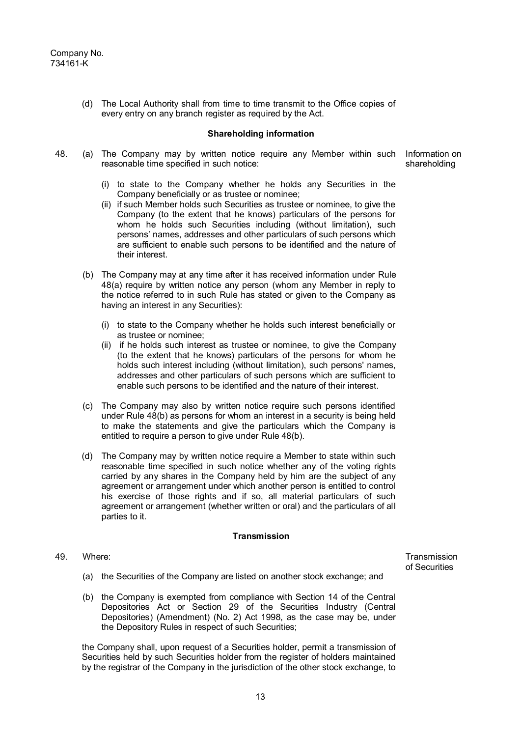(d) The Local Authority shall from time to time transmit to the Office copies of every entry on any branch register as required by the Act.

**Shareholding information**

48. (a) The Company may by written notice require any Member within such reasonable time specified in such notice: *Information on shareholding*

(i) to state to the Company whether he holds any Securities in the Company beneficially or as trustee or nominee;

(ii) if such Member holds such Securities as trustee or nominee, to give the Company (to the extent that he knows) particulars of the persons for whom he holds such Securities including (without limitation), such persons' names, addresses and other particulars of such persons which are sufficient to enable such persons to be identified and the nature of their interest.

(b) The Company may at any time after it has received information under Rule 48(a) require by written notice any person (whom any Member in reply to the notice referred to in such Rule has stated or given to the Company as having an interest in any Securities):

(i) to state to the Company whether he holds such interest beneficially or as trustee or nominee;

(ii) if he holds such interest as trustee or nominee, to give the Company (to the extent that he knows) particulars of the persons for whom he holds such interest including (without limitation), such persons' names, addresses and other particulars of such persons which are sufficient to enable such persons to be identified and the nature of their interest.

(c) The Company may also by written notice require such persons identified under Rule 48(b) as persons for whom an interest in a security is being held to make the statements and give the particulars which the Company is entitled to require a person to give under Rule 48(b).

(d) The Company may by written notice require a Member to state within such reasonable time specified in such notice whether any of the voting rights carried by any shares in the Company held by him are the subject of any agreement or arrangement under which another person is entitled to control his exercise of those rights and if so, all material particulars of such agreement or arrangement (whether written or oral) and the particulars of all parties to it.

**Transmission**

49. Where: *Transmission of Securities*

(a) the Securities of the Company are listed on another stock exchange; and

(b) the Company is exempted from compliance with Section 14 of the Central Depositories Act or Section 29 of the Securities Industry (Central Depositories) (Amendment) (No. 2) Act 1998, as the case may be, under the Depository Rules in respect of such Securities;

the Company shall, upon request of a Securities holder, permit a transmission of Securities held by such Securities holder from the register of holders maintained by the registrar of the Company in the jurisdiction of the other stock exchange, to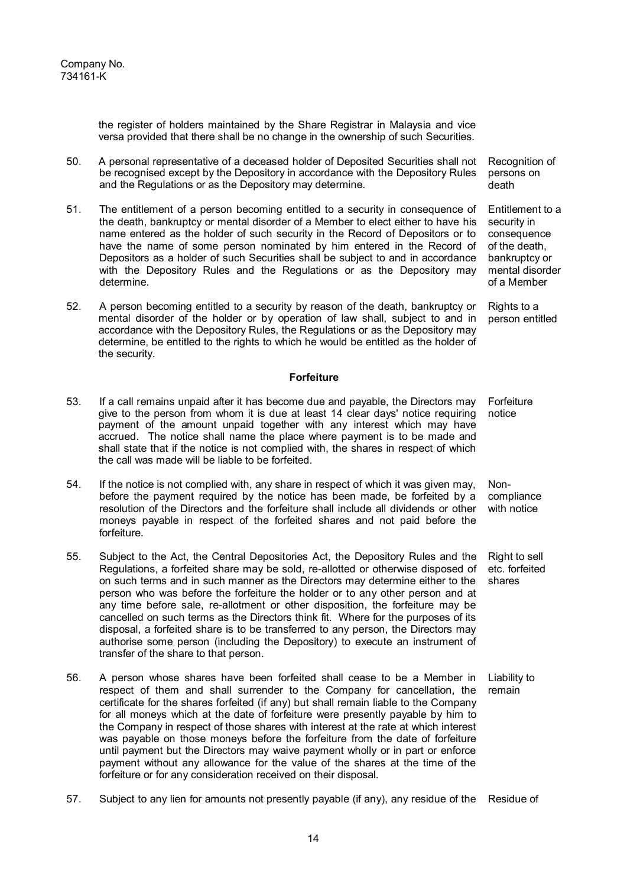the register of holders maintained by the Share Registrar in Malaysia and vice versa provided that there shall be no change in the ownership of such Securities.

50. A personal representative of a deceased holder of Deposited Securities shall not be recognised except by the Depository in accordance with the Depository Rules and the Regulations or as the Depository may determine. *Recognition of persons on death*

51. The entitlement of a person becoming entitled to a security in consequence of the death, bankruptcy or mental disorder of a Member to elect either to have his name entered as the holder of such security in the Record of Depositors or to have the name of some person nominated by him entered in the Record of Depositors as a holder of such Securities shall be subject to and in accordance with the Depository Rules and the Regulations or as the Depository may determine. *Entitlement to a security in consequence of the death, bankruptcy or mental disorder of a Member*

52. A person becoming entitled to a security by reason of the death, bankruptcy or mental disorder of the holder or by operation of law shall, subject to and in accordance with the Depository Rules, the Regulations or as the Depository may determine, be entitled to the rights to which he would be entitled as the holder of the security. *Rights to a person entitled*

## Forfeiture

53. If a call remains unpaid after it has become due and payable, the Directors may give to the person from whom it is due at least 14 clear days' notice requiring payment of the amount unpaid together with any interest which may have accrued. The notice shall name the place where payment is to be made and shall state that if the notice is not complied with, the shares in respect of which the call was made will be liable to be forfeited. *Forfeiture notice*

54. If the notice is not complied with, any share in respect of which it was given may, before the payment required by the notice has been made, be forfeited by a resolution of the Directors and the forfeiture shall include all dividends or other moneys payable in respect of the forfeited shares and not paid before the forfeiture. *Non-compliance with notice*

55. Subject to the Act, the Central Depositories Act, the Depository Rules and the Regulations, a forfeited share may be sold, re-allotted or otherwise disposed of on such terms and in such manner as the Directors may determine either to the person who was before the forfeiture the holder or to any other person and at any time before sale, re-allotment or other disposition, the forfeiture may be cancelled on such terms as the Directors think fit. Where for the purposes of its disposal, a forfeited share is to be transferred to any person, the Directors may authorise some person (including the Depository) to execute an instrument of transfer of the share to that person. *Right to sell etc. forfeited shares*

56. A person whose shares have been forfeited shall cease to be a Member in respect of them and shall surrender to the Company for cancellation, the certificate for the shares forfeited (if any) but shall remain liable to the Company for all moneys which at the date of forfeiture were presently payable by him to the Company in respect of those shares with interest at the rate at which interest was payable on those moneys before the forfeiture from the date of forfeiture until payment but the Directors may waive payment wholly or in part or enforce payment without any allowance for the value of the shares at the time of the forfeiture or for any consideration received on their disposal. *Liability to remain*

57. Subject to any lien for amounts not presently payable (if any), any residue of the *Residue of*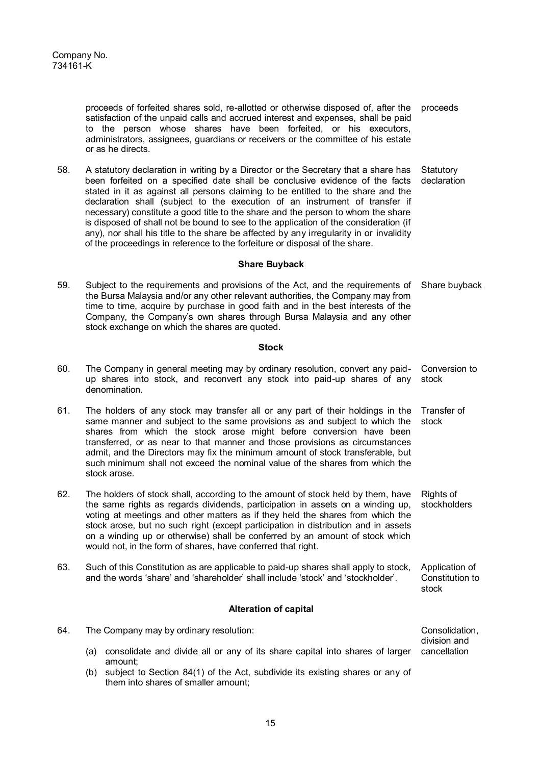Company No.
734161-K

proceeds of forfeited shares sold, re-allotted or otherwise disposed of, after the satisfaction of the unpaid calls and accrued interest and expenses, shall be paid to the person whose shares have been forfeited, or his executors, administrators, assignees, guardians or receivers or the committee of his estate or as he directs. — proceeds

58. A statutory declaration in writing by a Director or the Secretary that a share has been forfeited on a specified date shall be conclusive evidence of the facts stated in it as against all persons claiming to be entitled to the share and the declaration shall (subject to the execution of an instrument of transfer if necessary) constitute a good title to the share and the person to whom the share is disposed of shall not be bound to see to the application of the consideration (if any), nor shall his title to the share be affected by any irregularity in or invalidity of the proceedings in reference to the forfeiture or disposal of the share. — Statutory declaration

**Share Buyback**

59. Subject to the requirements and provisions of the Act, and the requirements of the Bursa Malaysia and/or any other relevant authorities, the Company may from time to time, acquire by purchase in good faith and in the best interests of the Company, the Company's own shares through Bursa Malaysia and any other stock exchange on which the shares are quoted. — Share buyback

**Stock**

60. The Company in general meeting may by ordinary resolution, convert any paid-up shares into stock, and reconvert any stock into paid-up shares of any denomination. — Conversion to stock

61. The holders of any stock may transfer all or any part of their holdings in the same manner and subject to the same provisions as and subject to which the shares from which the stock arose might before conversion have been transferred, or as near to that manner and those provisions as circumstances admit, and the Directors may fix the minimum amount of stock transferable, but such minimum shall not exceed the nominal value of the shares from which the stock arose. — Transfer of stock

62. The holders of stock shall, according to the amount of stock held by them, have the same rights as regards dividends, participation in assets on a winding up, voting at meetings and other matters as if they held the shares from which the stock arose, but no such right (except participation in distribution and in assets on a winding up or otherwise) shall be conferred by an amount of stock which would not, in the form of shares, have conferred that right. — Rights of stockholders

63. Such of this Constitution as are applicable to paid-up shares shall apply to stock, and the words 'share' and 'shareholder' shall include 'stock' and 'stockholder'. — Application of Constitution to stock

**Alteration of capital**

64. The Company may by ordinary resolution: — Consolidation, division and cancellation

(a) consolidate and divide all or any of its share capital into shares of larger amount;
(b) subject to Section 84(1) of the Act, subdivide its existing shares or any of them into shares of smaller amount;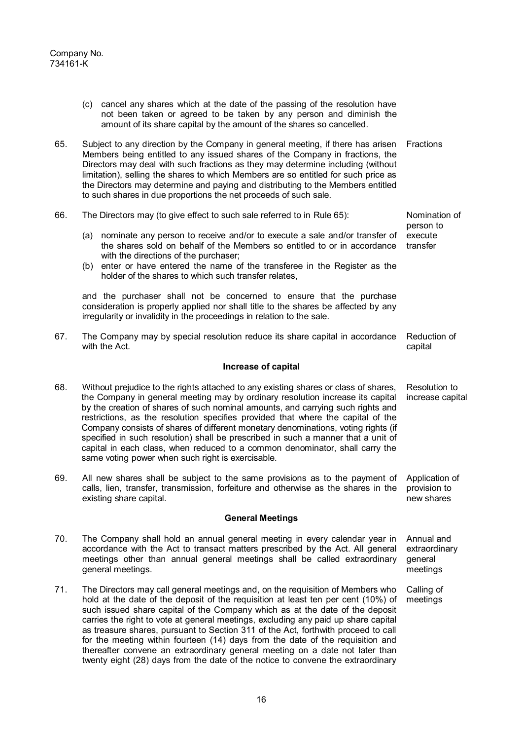(c) cancel any shares which at the date of the passing of the resolution have not been taken or agreed to be taken by any person and diminish the amount of its share capital by the amount of the shares so cancelled.

65. Subject to any direction by the Company in general meeting, if there has arisen Members being entitled to any issued shares of the Company in fractions, the Directors may deal with such fractions as they may determine including (without limitation), selling the shares to which Members are so entitled for such price as the Directors may determine and paying and distributing to the Members entitled to such shares in due proportions the net proceeds of such sale. *Fractions*

66. The Directors may (to give effect to such sale referred to in Rule 65): *Nomination of person to execute transfer*

(a) nominate any person to receive and/or to execute a sale and/or transfer of the shares sold on behalf of the Members so entitled to or in accordance with the directions of the purchaser;

(b) enter or have entered the name of the transferee in the Register as the holder of the shares to which such transfer relates,

and the purchaser shall not be concerned to ensure that the purchase consideration is properly applied nor shall title to the shares be affected by any irregularity or invalidity in the proceedings in relation to the sale.

67. The Company may by special resolution reduce its share capital in accordance with the Act. *Reduction of capital*

### Increase of capital

68. Without prejudice to the rights attached to any existing shares or class of shares, the Company in general meeting may by ordinary resolution increase its capital by the creation of shares of such nominal amounts, and carrying such rights and restrictions, as the resolution specifies provided that where the capital of the Company consists of shares of different monetary denominations, voting rights (if specified in such resolution) shall be prescribed in such a manner that a unit of capital in each class, when reduced to a common denominator, shall carry the same voting power when such right is exercisable. *Resolution to increase capital*

69. All new shares shall be subject to the same provisions as to the payment of calls, lien, transfer, transmission, forfeiture and otherwise as the shares in the existing share capital. *Application of provision to new shares*

### General Meetings

70. The Company shall hold an annual general meeting in every calendar year in accordance with the Act to transact matters prescribed by the Act. All general meetings other than annual general meetings shall be called extraordinary general meetings. *Annual and extraordinary general meetings*

71. The Directors may call general meetings and, on the requisition of Members who hold at the date of the deposit of the requisition at least ten per cent (10%) of such issued share capital of the Company which as at the date of the deposit carries the right to vote at general meetings, excluding any paid up share capital as treasure shares, pursuant to Section 311 of the Act, forthwith proceed to call for the meeting within fourteen (14) days from the date of the requisition and thereafter convene an extraordinary general meeting on a date not later than twenty eight (28) days from the date of the notice to convene the extraordinary *Calling of meetings*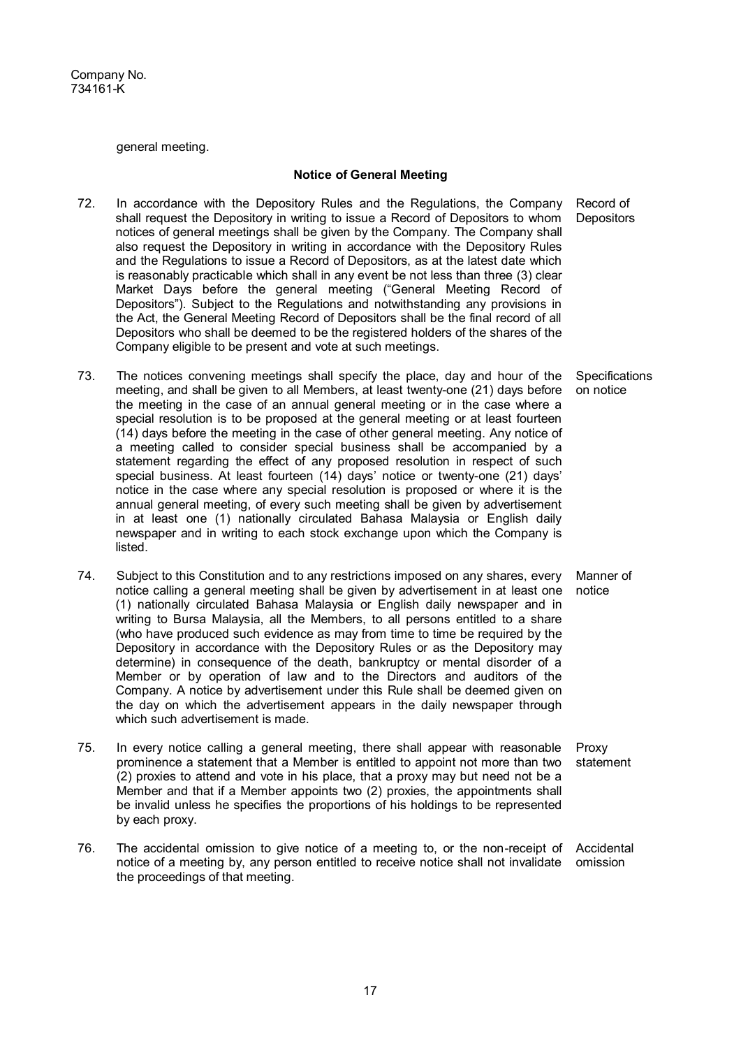general meeting.

**Notice of General Meeting**

72. In accordance with the Depository Rules and the Regulations, the Company shall request the Depository in writing to issue a Record of Depositors to whom notices of general meetings shall be given by the Company. The Company shall also request the Depository in writing in accordance with the Depository Rules and the Regulations to issue a Record of Depositors, as at the latest date which is reasonably practicable which shall in any event be not less than three (3) clear Market Days before the general meeting ("General Meeting Record of Depositors"). Subject to the Regulations and notwithstanding any provisions in the Act, the General Meeting Record of Depositors shall be the final record of all Depositors who shall be deemed to be the registered holders of the shares of the Company eligible to be present and vote at such meetings. *Record of Depositors*

73. The notices convening meetings shall specify the place, day and hour of the meeting, and shall be given to all Members, at least twenty-one (21) days before the meeting in the case of an annual general meeting or in the case where a special resolution is to be proposed at the general meeting or at least fourteen (14) days before the meeting in the case of other general meeting. Any notice of a meeting called to consider special business shall be accompanied by a statement regarding the effect of any proposed resolution in respect of such special business. At least fourteen (14) days' notice or twenty-one (21) days' notice in the case where any special resolution is proposed or where it is the annual general meeting, of every such meeting shall be given by advertisement in at least one (1) nationally circulated Bahasa Malaysia or English daily newspaper and in writing to each stock exchange upon which the Company is listed. *Specifications on notice*

74. Subject to this Constitution and to any restrictions imposed on any shares, every notice calling a general meeting shall be given by advertisement in at least one (1) nationally circulated Bahasa Malaysia or English daily newspaper and in writing to Bursa Malaysia, all the Members, to all persons entitled to a share (who have produced such evidence as may from time to time be required by the Depository in accordance with the Depository Rules or as the Depository may determine) in consequence of the death, bankruptcy or mental disorder of a Member or by operation of law and to the Directors and auditors of the Company. A notice by advertisement under this Rule shall be deemed given on the day on which the advertisement appears in the daily newspaper through which such advertisement is made. *Manner of notice*

75. In every notice calling a general meeting, there shall appear with reasonable prominence a statement that a Member is entitled to appoint not more than two (2) proxies to attend and vote in his place, that a proxy may but need not be a Member and that if a Member appoints two (2) proxies, the appointments shall be invalid unless he specifies the proportions of his holdings to be represented by each proxy. *Proxy statement*

76. The accidental omission to give notice of a meeting to, or the non-receipt of notice of a meeting by, any person entitled to receive notice shall not invalidate the proceedings of that meeting. *Accidental omission*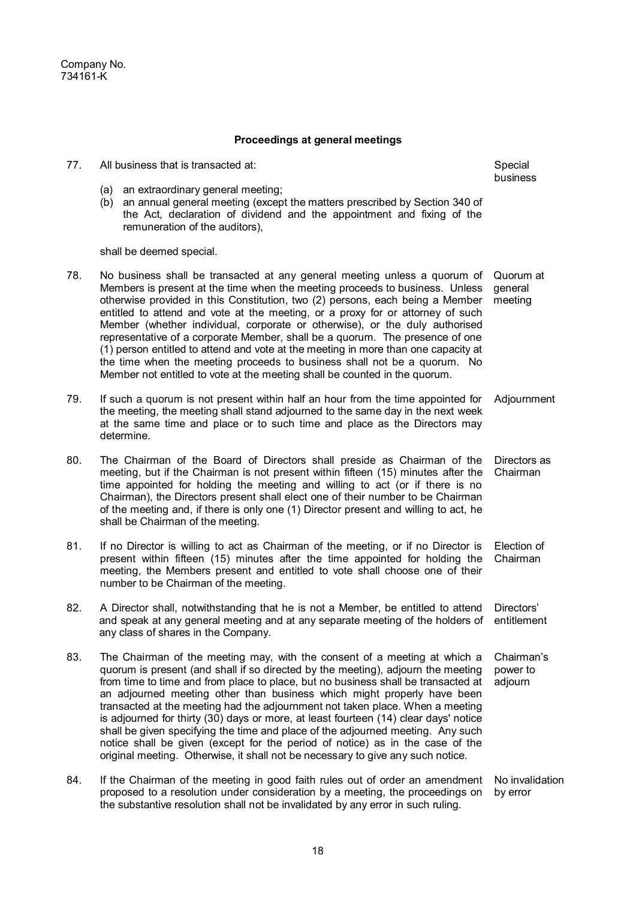Company No.
734161-K

## Proceedings at general meetings

77. All business that is transacted at: *Special business*

    (a) an extraordinary general meeting;
    (b) an annual general meeting (except the matters prescribed by Section 340 of the Act, declaration of dividend and the appointment and fixing of the remuneration of the auditors),

    shall be deemed special.

78. No business shall be transacted at any general meeting unless a quorum of Members is present at the time when the meeting proceeds to business. Unless otherwise provided in this Constitution, two (2) persons, each being a Member entitled to attend and vote at the meeting, or a proxy for or attorney of such Member (whether individual, corporate or otherwise), or the duly authorised representative of a corporate Member, shall be a quorum. The presence of one (1) person entitled to attend and vote at the meeting in more than one capacity at the time when the meeting proceeds to business shall not be a quorum. No Member not entitled to vote at the meeting shall be counted in the quorum. *Quorum at general meeting*

79. If such a quorum is not present within half an hour from the time appointed for the meeting, the meeting shall stand adjourned to the same day in the next week at the same time and place or to such time and place as the Directors may determine. *Adjournment*

80. The Chairman of the Board of Directors shall preside as Chairman of the meeting, but if the Chairman is not present within fifteen (15) minutes after the time appointed for holding the meeting and willing to act (or if there is no Chairman), the Directors present shall elect one of their number to be Chairman of the meeting and, if there is only one (1) Director present and willing to act, he shall be Chairman of the meeting. *Directors as Chairman*

81. If no Director is willing to act as Chairman of the meeting, or if no Director is present within fifteen (15) minutes after the time appointed for holding the meeting, the Members present and entitled to vote shall choose one of their number to be Chairman of the meeting. *Election of Chairman*

82. A Director shall, notwithstanding that he is not a Member, be entitled to attend and speak at any general meeting and at any separate meeting of the holders of any class of shares in the Company. *Directors' entitlement*

83. The Chairman of the meeting may, with the consent of a meeting at which a quorum is present (and shall if so directed by the meeting), adjourn the meeting from time to time and from place to place, but no business shall be transacted at an adjourned meeting other than business which might properly have been transacted at the meeting had the adjournment not taken place. When a meeting is adjourned for thirty (30) days or more, at least fourteen (14) clear days' notice shall be given specifying the time and place of the adjourned meeting. Any such notice shall be given (except for the period of notice) as in the case of the original meeting. Otherwise, it shall not be necessary to give any such notice. *Chairman's power to adjourn*

84. If the Chairman of the meeting in good faith rules out of order an amendment proposed to a resolution under consideration by a meeting, the proceedings on the substantive resolution shall not be invalidated by any error in such ruling. *No invalidation by error*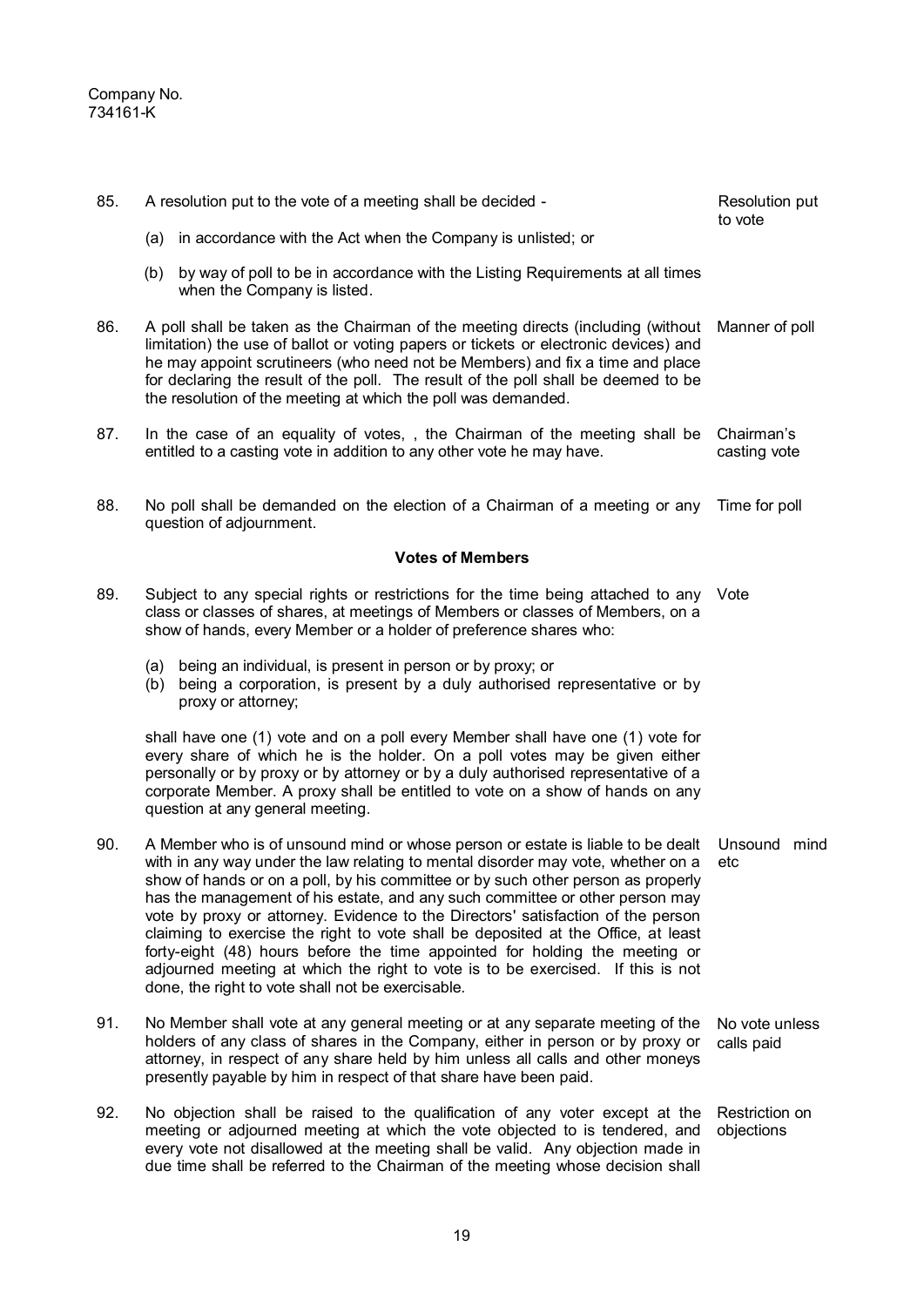Company No. 
734161-K

85. A resolution put to the vote of a meeting shall be decided - *Resolution put to vote*

   (a) in accordance with the Act when the Company is unlisted; or

   (b) by way of poll to be in accordance with the Listing Requirements at all times when the Company is listed.

86. A poll shall be taken as the Chairman of the meeting directs (including (without limitation) the use of ballot or voting papers or tickets or electronic devices) and he may appoint scrutineers (who need not be Members) and fix a time and place for declaring the result of the poll. The result of the poll shall be deemed to be the resolution of the meeting at which the poll was demanded. *Manner of poll*

87. In the case of an equality of votes, , the Chairman of the meeting shall be entitled to a casting vote in addition to any other vote he may have. *Chairman's casting vote*

88. No poll shall be demanded on the election of a Chairman of a meeting or any question of adjournment. *Time for poll*

**Votes of Members**

89. Subject to any special rights or restrictions for the time being attached to any class or classes of shares, at meetings of Members or classes of Members, on a show of hands, every Member or a holder of preference shares who: *Vote*

   (a) being an individual, is present in person or by proxy; or
   (b) being a corporation, is present by a duly authorised representative or by proxy or attorney;

   shall have one (1) vote and on a poll every Member shall have one (1) vote for every share of which he is the holder. On a poll votes may be given either personally or by proxy or by attorney or by a duly authorised representative of a corporate Member. A proxy shall be entitled to vote on a show of hands on any question at any general meeting.

90. A Member who is of unsound mind or whose person or estate is liable to be dealt with in any way under the law relating to mental disorder may vote, whether on a show of hands or on a poll, by his committee or by such other person as properly has the management of his estate, and any such committee or other person may vote by proxy or attorney. Evidence to the Directors' satisfaction of the person claiming to exercise the right to vote shall be deposited at the Office, at least forty-eight (48) hours before the time appointed for holding the meeting or adjourned meeting at which the right to vote is to be exercised. If this is not done, the right to vote shall not be exercisable. *Unsound mind etc*

91. No Member shall vote at any general meeting or at any separate meeting of the holders of any class of shares in the Company, either in person or by proxy or attorney, in respect of any share held by him unless all calls and other moneys presently payable by him in respect of that share have been paid. *No vote unless calls paid*

92. No objection shall be raised to the qualification of any voter except at the meeting or adjourned meeting at which the vote objected to is tendered, and every vote not disallowed at the meeting shall be valid. Any objection made in due time shall be referred to the Chairman of the meeting whose decision shall *Restriction on objections*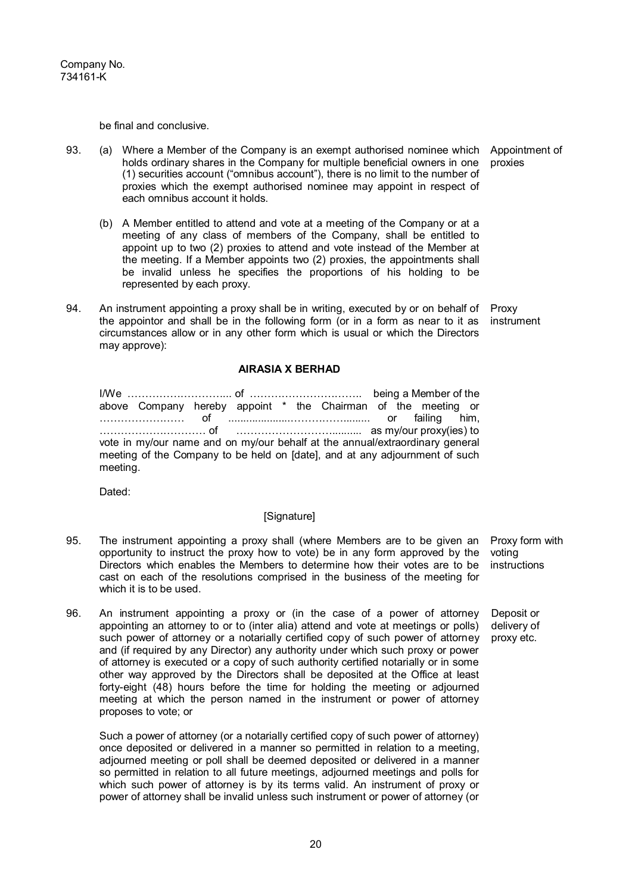Company No.
734161-K

be final and conclusive.

93. (a) Where a Member of the Company is an exempt authorised nominee which holds ordinary shares in the Company for multiple beneficial owners in one (1) securities account ("omnibus account"), there is no limit to the number of proxies which the exempt authorised nominee may appoint in respect of each omnibus account it holds. *Appointment of proxies*

(b) A Member entitled to attend and vote at a meeting of the Company or at a meeting of any class of members of the Company, shall be entitled to appoint up to two (2) proxies to attend and vote instead of the Member at the meeting. If a Member appoints two (2) proxies, the appointments shall be invalid unless he specifies the proportions of his holding to be represented by each proxy.

94. An instrument appointing a proxy shall be in writing, executed by or on behalf of the appointor and shall be in the following form (or in a form as near to it as circumstances allow or in any other form which is usual or which the Directors may approve): *Proxy instrument*

**AIRASIA X BERHAD**

I/We ………………………... of ………………………….. being a Member of the above Company hereby appoint * the Chairman of the meeting or …………………… of ..................………………........ or failing him, ………………………… of ………………………........... as my/our proxy(ies) to vote in my/our name and on my/our behalf at the annual/extraordinary general meeting of the Company to be held on [date], and at any adjournment of such meeting.

Dated:

[Signature]

95. The instrument appointing a proxy shall (where Members are to be given an opportunity to instruct the proxy how to vote) be in any form approved by the Directors which enables the Members to determine how their votes are to be cast on each of the resolutions comprised in the business of the meeting for which it is to be used. *Proxy form with voting instructions*

96. An instrument appointing a proxy or (in the case of a power of attorney appointing an attorney to or to (inter alia) attend and vote at meetings or polls) such power of attorney or a notarially certified copy of such power of attorney and (if required by any Director) any authority under which such proxy or power of attorney is executed or a copy of such authority certified notarially or in some other way approved by the Directors shall be deposited at the Office at least forty-eight (48) hours before the time for holding the meeting or adjourned meeting at which the person named in the instrument or power of attorney proposes to vote; or *Deposit or delivery of proxy etc.*

Such a power of attorney (or a notarially certified copy of such power of attorney) once deposited or delivered in a manner so permitted in relation to a meeting, adjourned meeting or poll shall be deemed deposited or delivered in a manner so permitted in relation to all future meetings, adjourned meetings and polls for which such power of attorney is by its terms valid. An instrument of proxy or power of attorney shall be invalid unless such instrument or power of attorney (or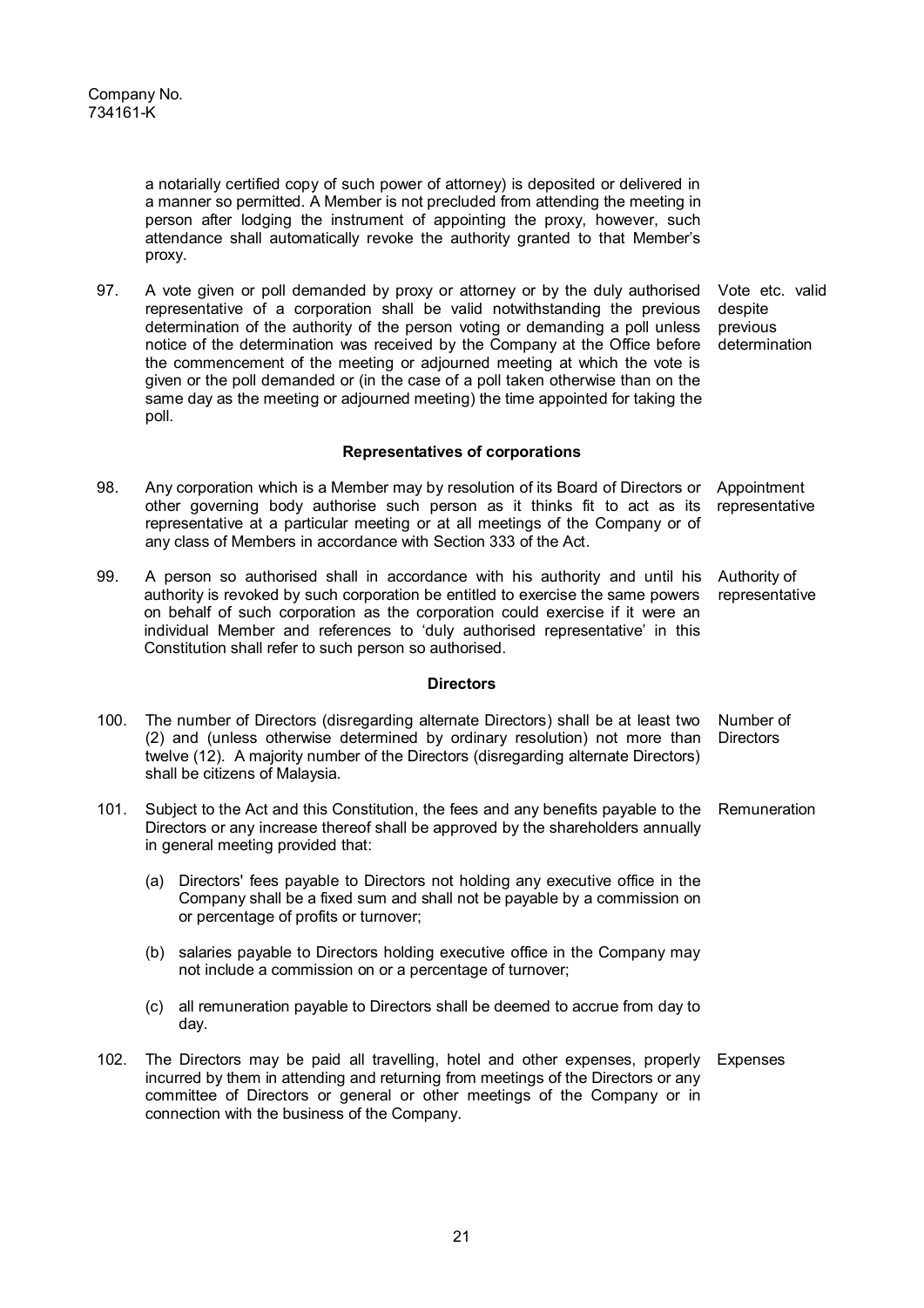a notarially certified copy of such power of attorney) is deposited or delivered in a manner so permitted. A Member is not precluded from attending the meeting in person after lodging the instrument of appointing the proxy, however, such attendance shall automatically revoke the authority granted to that Member's proxy.

97. A vote given or poll demanded by proxy or attorney or by the duly authorised representative of a corporation shall be valid notwithstanding the previous determination of the authority of the person voting or demanding a poll unless notice of the determination was received by the Company at the Office before the commencement of the meeting or adjourned meeting at which the vote is given or the poll demanded or (in the case of a poll taken otherwise than on the same day as the meeting or adjourned meeting) the time appointed for taking the poll. *Vote etc. valid despite previous determination*

### Representatives of corporations

98. Any corporation which is a Member may by resolution of its Board of Directors or other governing body authorise such person as it thinks fit to act as its representative at a particular meeting or at all meetings of the Company or of any class of Members in accordance with Section 333 of the Act. *Appointment representative*

99. A person so authorised shall in accordance with his authority and until his authority is revoked by such corporation be entitled to exercise the same powers on behalf of such corporation as the corporation could exercise if it were an individual Member and references to 'duly authorised representative' in this Constitution shall refer to such person so authorised. *Authority of representative*

### Directors

100. The number of Directors (disregarding alternate Directors) shall be at least two (2) and (unless otherwise determined by ordinary resolution) not more than twelve (12). A majority number of the Directors (disregarding alternate Directors) shall be citizens of Malaysia. *Number of Directors*

101. Subject to the Act and this Constitution, the fees and any benefits payable to the Directors or any increase thereof shall be approved by the shareholders annually in general meeting provided that: *Remuneration*

    (a) Directors' fees payable to Directors not holding any executive office in the Company shall be a fixed sum and shall not be payable by a commission on or percentage of profits or turnover;

    (b) salaries payable to Directors holding executive office in the Company may not include a commission on or a percentage of turnover;

    (c) all remuneration payable to Directors shall be deemed to accrue from day to day.

102. The Directors may be paid all travelling, hotel and other expenses, properly incurred by them in attending and returning from meetings of the Directors or any committee of Directors or general or other meetings of the Company or in connection with the business of the Company. *Expenses*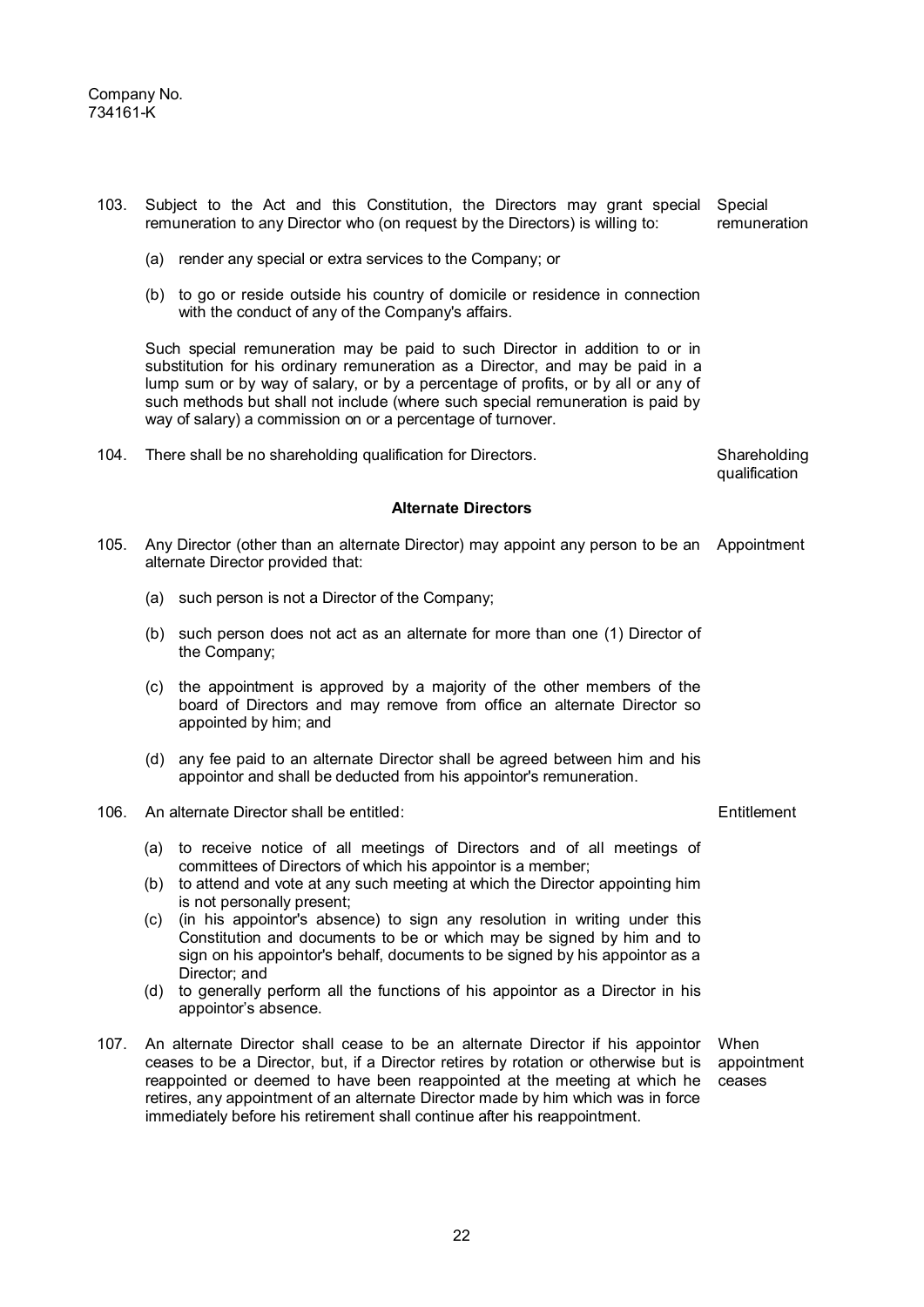Company No.
734161-K

103. Subject to the Act and this Constitution, the Directors may grant special remuneration to any Director who (on request by the Directors) is willing to: **Special remuneration**

(a) render any special or extra services to the Company; or

(b) to go or reside outside his country of domicile or residence in connection with the conduct of any of the Company's affairs.

Such special remuneration may be paid to such Director in addition to or in substitution for his ordinary remuneration as a Director, and may be paid in a lump sum or by way of salary, or by a percentage of profits, or by all or any of such methods but shall not include (where such special remuneration is paid by way of salary) a commission on or a percentage of turnover.

104. There shall be no shareholding qualification for Directors. **Shareholding qualification**

### Alternate Directors

105. Any Director (other than an alternate Director) may appoint any person to be an alternate Director provided that: **Appointment**

(a) such person is not a Director of the Company;

(b) such person does not act as an alternate for more than one (1) Director of the Company;

(c) the appointment is approved by a majority of the other members of the board of Directors and may remove from office an alternate Director so appointed by him; and

(d) any fee paid to an alternate Director shall be agreed between him and his appointor and shall be deducted from his appointor's remuneration.

106. An alternate Director shall be entitled: **Entitlement**

(a) to receive notice of all meetings of Directors and of all meetings of committees of Directors of which his appointor is a member;

(b) to attend and vote at any such meeting at which the Director appointing him is not personally present;

(c) (in his appointor's absence) to sign any resolution in writing under this Constitution and documents to be or which may be signed by him and to sign on his appointor's behalf, documents to be signed by his appointor as a Director; and

(d) to generally perform all the functions of his appointor as a Director in his appointor's absence.

107. An alternate Director shall cease to be an alternate Director if his appointor ceases to be a Director, but, if a Director retires by rotation or otherwise but is reappointed or deemed to have been reappointed at the meeting at which he retires, any appointment of an alternate Director made by him which was in force immediately before his retirement shall continue after his reappointment. **When appointment ceases**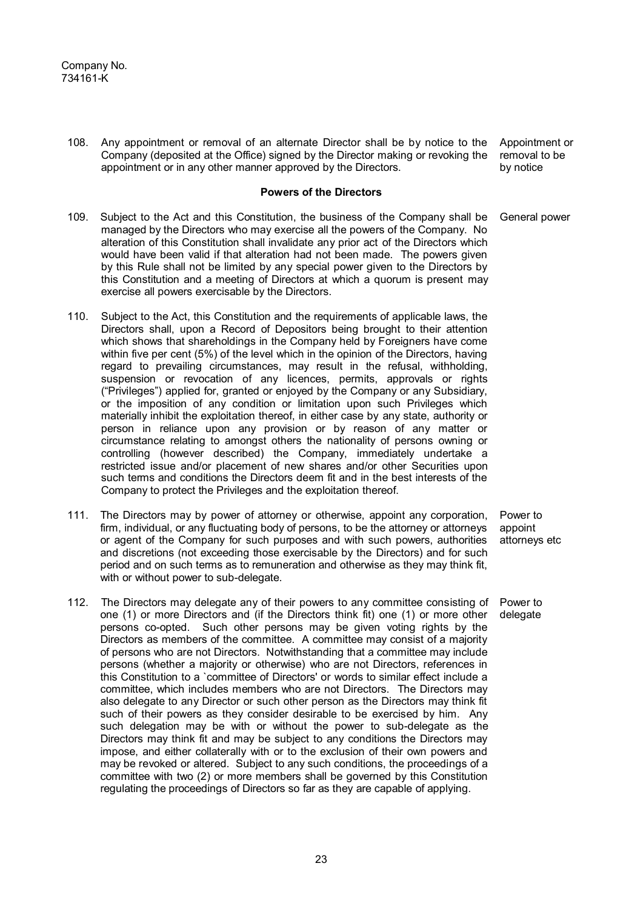Company No.
734161-K

108. Any appointment or removal of an alternate Director shall be by notice to the Company (deposited at the Office) signed by the Director making or revoking the appointment or in any other manner approved by the Directors. *Appointment or removal to be by notice*

**Powers of the Directors**

109. Subject to the Act and this Constitution, the business of the Company shall be managed by the Directors who may exercise all the powers of the Company. No alteration of this Constitution shall invalidate any prior act of the Directors which would have been valid if that alteration had not been made. The powers given by this Rule shall not be limited by any special power given to the Directors by this Constitution and a meeting of Directors at which a quorum is present may exercise all powers exercisable by the Directors. *General power*

110. Subject to the Act, this Constitution and the requirements of applicable laws, the Directors shall, upon a Record of Depositors being brought to their attention which shows that shareholdings in the Company held by Foreigners have come within five per cent (5%) of the level which in the opinion of the Directors, having regard to prevailing circumstances, may result in the refusal, withholding, suspension or revocation of any licences, permits, approvals or rights ("Privileges") applied for, granted or enjoyed by the Company or any Subsidiary, or the imposition of any condition or limitation upon such Privileges which materially inhibit the exploitation thereof, in either case by any state, authority or person in reliance upon any provision or by reason of any matter or circumstance relating to amongst others the nationality of persons owning or controlling (however described) the Company, immediately undertake a restricted issue and/or placement of new shares and/or other Securities upon such terms and conditions the Directors deem fit and in the best interests of the Company to protect the Privileges and the exploitation thereof.

111. The Directors may by power of attorney or otherwise, appoint any corporation, firm, individual, or any fluctuating body of persons, to be the attorney or attorneys or agent of the Company for such purposes and with such powers, authorities and discretions (not exceeding those exercisable by the Directors) and for such period and on such terms as to remuneration and otherwise as they may think fit, with or without power to sub-delegate. *Power to appoint attorneys etc*

112. The Directors may delegate any of their powers to any committee consisting of one (1) or more Directors and (if the Directors think fit) one (1) or more other persons co-opted. Such other persons may be given voting rights by the Directors as members of the committee. A committee may consist of a majority of persons who are not Directors. Notwithstanding that a committee may include persons (whether a majority or otherwise) who are not Directors, references in this Constitution to a `committee of Directors' or words to similar effect include a committee, which includes members who are not Directors. The Directors may also delegate to any Director or such other person as the Directors may think fit such of their powers as they consider desirable to be exercised by him. Any such delegation may be with or without the power to sub-delegate as the Directors may think fit and may be subject to any conditions the Directors may impose, and either collaterally with or to the exclusion of their own powers and may be revoked or altered. Subject to any such conditions, the proceedings of a committee with two (2) or more members shall be governed by this Constitution regulating the proceedings of Directors so far as they are capable of applying. *Power to delegate*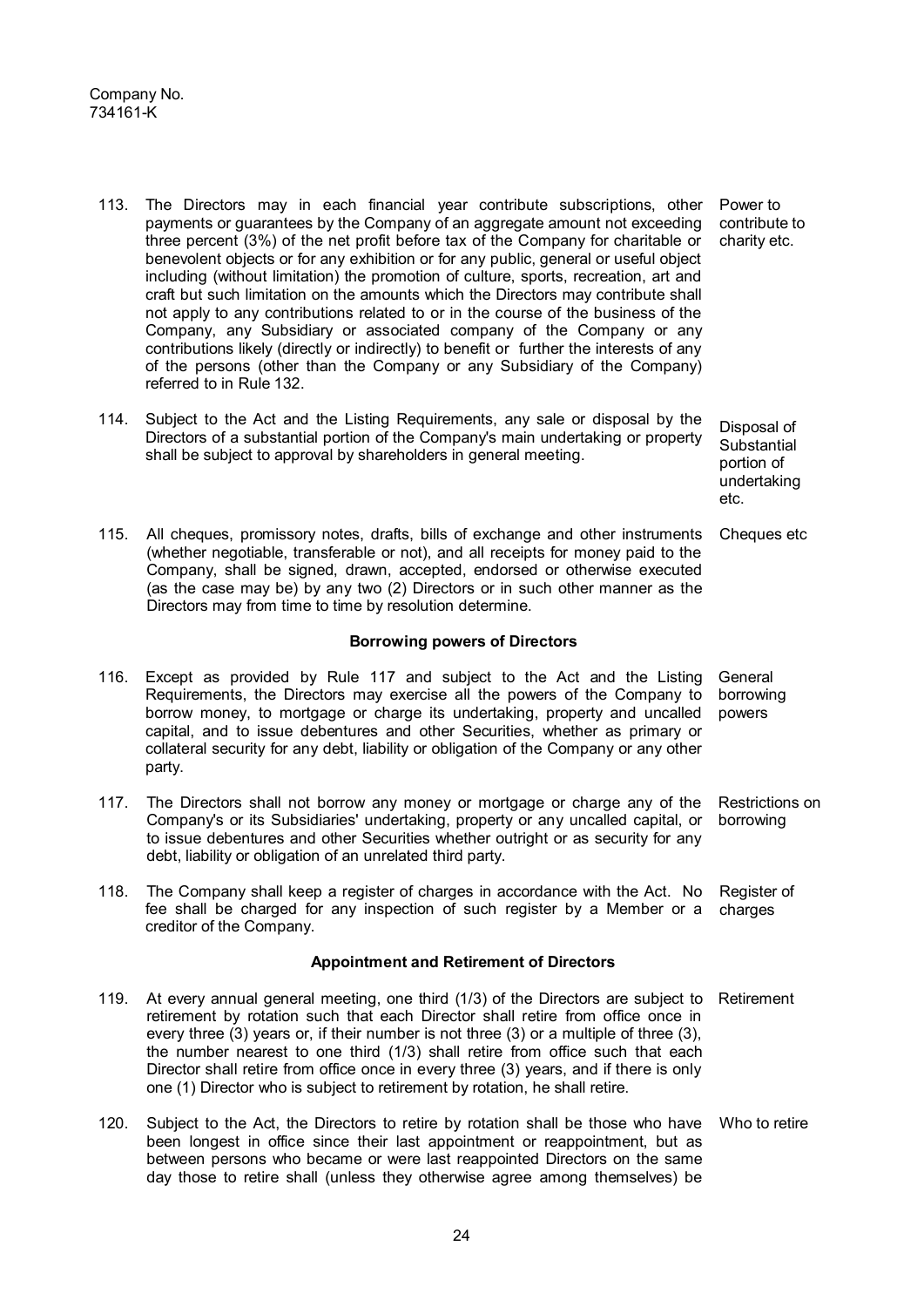Company No.
734161-K

113. The Directors may in each financial year contribute subscriptions, other payments or guarantees by the Company of an aggregate amount not exceeding three percent (3%) of the net profit before tax of the Company for charitable or benevolent objects or for any exhibition or for any public, general or useful object including (without limitation) the promotion of culture, sports, recreation, art and craft but such limitation on the amounts which the Directors may contribute shall not apply to any contributions related to or in the course of the business of the Company, any Subsidiary or associated company of the Company or any contributions likely (directly or indirectly) to benefit or further the interests of any of the persons (other than the Company or any Subsidiary of the Company) referred to in Rule 132. *Power to contribute to charity etc.*

114. Subject to the Act and the Listing Requirements, any sale or disposal by the Directors of a substantial portion of the Company's main undertaking or property shall be subject to approval by shareholders in general meeting. *Disposal of Substantial portion of undertaking etc.*

115. All cheques, promissory notes, drafts, bills of exchange and other instruments (whether negotiable, transferable or not), and all receipts for money paid to the Company, shall be signed, drawn, accepted, endorsed or otherwise executed (as the case may be) by any two (2) Directors or in such other manner as the Directors may from time to time by resolution determine. *Cheques etc*

**Borrowing powers of Directors**

116. Except as provided by Rule 117 and subject to the Act and the Listing Requirements, the Directors may exercise all the powers of the Company to borrow money, to mortgage or charge its undertaking, property and uncalled capital, and to issue debentures and other Securities, whether as primary or collateral security for any debt, liability or obligation of the Company or any other party. *General borrowing powers*

117. The Directors shall not borrow any money or mortgage or charge any of the Company's or its Subsidiaries' undertaking, property or any uncalled capital, or to issue debentures and other Securities whether outright or as security for any debt, liability or obligation of an unrelated third party. *Restrictions on borrowing*

118. The Company shall keep a register of charges in accordance with the Act. No fee shall be charged for any inspection of such register by a Member or a creditor of the Company. *Register of charges*

**Appointment and Retirement of Directors**

119. At every annual general meeting, one third (1/3) of the Directors are subject to retirement by rotation such that each Director shall retire from office once in every three (3) years or, if their number is not three (3) or a multiple of three (3), the number nearest to one third (1/3) shall retire from office such that each Director shall retire from office once in every three (3) years, and if there is only one (1) Director who is subject to retirement by rotation, he shall retire. *Retirement*

120. Subject to the Act, the Directors to retire by rotation shall be those who have been longest in office since their last appointment or reappointment, but as between persons who became or were last reappointed Directors on the same day those to retire shall (unless they otherwise agree among themselves) be *Who to retire*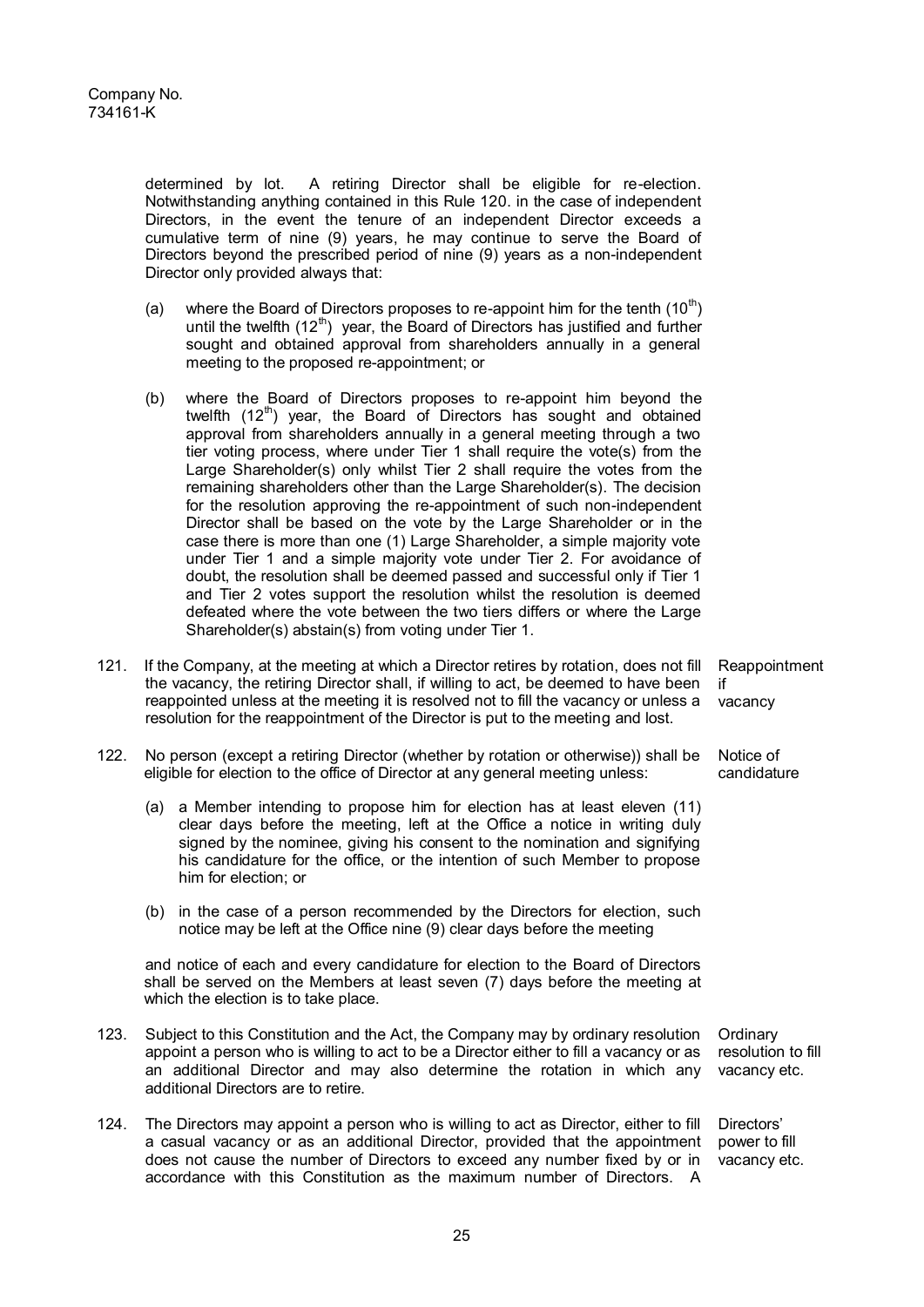determined by lot. A retiring Director shall be eligible for re-election. Notwithstanding anything contained in this Rule 120. in the case of independent Directors, in the event the tenure of an independent Director exceeds a cumulative term of nine (9) years, he may continue to serve the Board of Directors beyond the prescribed period of nine (9) years as a non-independent Director only provided always that:

(a) where the Board of Directors proposes to re-appoint him for the tenth (10th) until the twelfth (12th) year, the Board of Directors has justified and further sought and obtained approval from shareholders annually in a general meeting to the proposed re-appointment; or

(b) where the Board of Directors proposes to re-appoint him beyond the twelfth (12th) year, the Board of Directors has sought and obtained approval from shareholders annually in a general meeting through a two tier voting process, where under Tier 1 shall require the vote(s) from the Large Shareholder(s) only whilst Tier 2 shall require the votes from the remaining shareholders other than the Large Shareholder(s). The decision for the resolution approving the re-appointment of such non-independent Director shall be based on the vote by the Large Shareholder or in the case there is more than one (1) Large Shareholder, a simple majority vote under Tier 1 and a simple majority vote under Tier 2. For avoidance of doubt, the resolution shall be deemed passed and successful only if Tier 1 and Tier 2 votes support the resolution whilst the resolution is deemed defeated where the vote between the two tiers differs or where the Large Shareholder(s) abstain(s) from voting under Tier 1.

121. If the Company, at the meeting at which a Director retires by rotation, does not fill the vacancy, the retiring Director shall, if willing to act, be deemed to have been reappointed unless at the meeting it is resolved not to fill the vacancy or unless a resolution for the reappointment of the Director is put to the meeting and lost. *Reappointment if vacancy*

122. No person (except a retiring Director (whether by rotation or otherwise)) shall be eligible for election to the office of Director at any general meeting unless: *Notice of candidature*

(a) a Member intending to propose him for election has at least eleven (11) clear days before the meeting, left at the Office a notice in writing duly signed by the nominee, giving his consent to the nomination and signifying his candidature for the office, or the intention of such Member to propose him for election; or

(b) in the case of a person recommended by the Directors for election, such notice may be left at the Office nine (9) clear days before the meeting

and notice of each and every candidature for election to the Board of Directors shall be served on the Members at least seven (7) days before the meeting at which the election is to take place.

123. Subject to this Constitution and the Act, the Company may by ordinary resolution appoint a person who is willing to act to be a Director either to fill a vacancy or as an additional Director and may also determine the rotation in which any additional Directors are to retire. *Ordinary resolution to fill vacancy etc.*

124. The Directors may appoint a person who is willing to act as Director, either to fill a casual vacancy or as an additional Director, provided that the appointment does not cause the number of Directors to exceed any number fixed by or in accordance with this Constitution as the maximum number of Directors. A *Directors' power to fill vacancy etc.*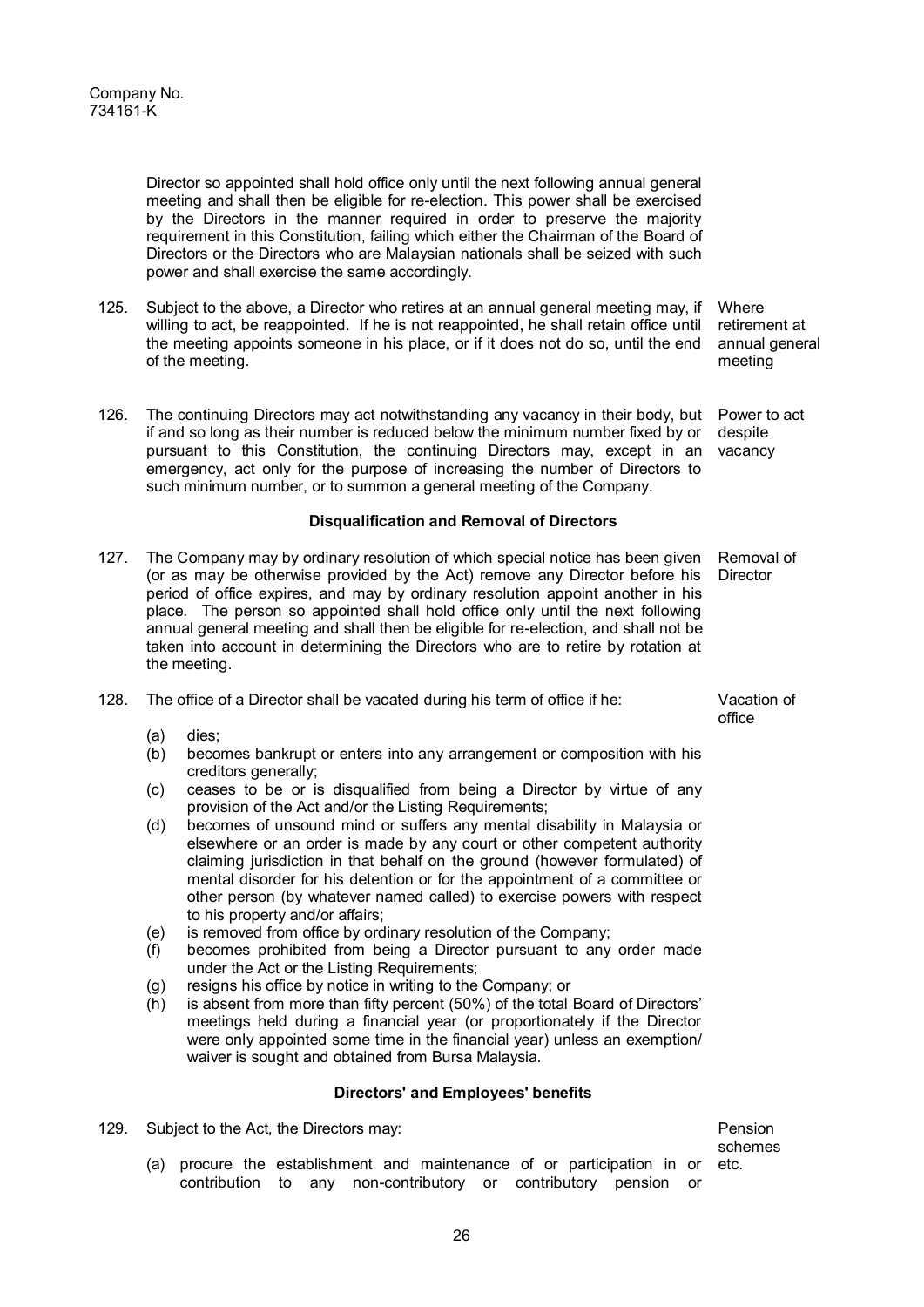Director so appointed shall hold office only until the next following annual general meeting and shall then be eligible for re-election. This power shall be exercised by the Directors in the manner required in order to preserve the majority requirement in this Constitution, failing which either the Chairman of the Board of Directors or the Directors who are Malaysian nationals shall be seized with such power and shall exercise the same accordingly.

125. Subject to the above, a Director who retires at an annual general meeting may, if willing to act, be reappointed. If he is not reappointed, he shall retain office until the meeting appoints someone in his place, or if it does not do so, until the end of the meeting. *Where retirement at annual general meeting*

126. The continuing Directors may act notwithstanding any vacancy in their body, but if and so long as their number is reduced below the minimum number fixed by or pursuant to this Constitution, the continuing Directors may, except in an emergency, act only for the purpose of increasing the number of Directors to such minimum number, or to summon a general meeting of the Company. *Power to act despite vacancy*

### Disqualification and Removal of Directors

127. The Company may by ordinary resolution of which special notice has been given (or as may be otherwise provided by the Act) remove any Director before his period of office expires, and may by ordinary resolution appoint another in his place. The person so appointed shall hold office only until the next following annual general meeting and shall then be eligible for re-election, and shall not be taken into account in determining the Directors who are to retire by rotation at the meeting. *Removal of Director*

128. The office of a Director shall be vacated during his term of office if he: *Vacation of office*

    (a) dies;
    (b) becomes bankrupt or enters into any arrangement or composition with his creditors generally;
    (c) ceases to be or is disqualified from being a Director by virtue of any provision of the Act and/or the Listing Requirements;
    (d) becomes of unsound mind or suffers any mental disability in Malaysia or elsewhere or an order is made by any court or other competent authority claiming jurisdiction in that behalf on the ground (however formulated) of mental disorder for his detention or for the appointment of a committee or other person (by whatever named called) to exercise powers with respect to his property and/or affairs;
    (e) is removed from office by ordinary resolution of the Company;
    (f) becomes prohibited from being a Director pursuant to any order made under the Act or the Listing Requirements;
    (g) resigns his office by notice in writing to the Company; or
    (h) is absent from more than fifty percent (50%) of the total Board of Directors' meetings held during a financial year (or proportionately if the Director were only appointed some time in the financial year) unless an exemption/ waiver is sought and obtained from Bursa Malaysia.

### Directors' and Employees' benefits

129. Subject to the Act, the Directors may: *Pension schemes etc.*

    (a) procure the establishment and maintenance of or participation in or contribution to any non-contributory or contributory pension or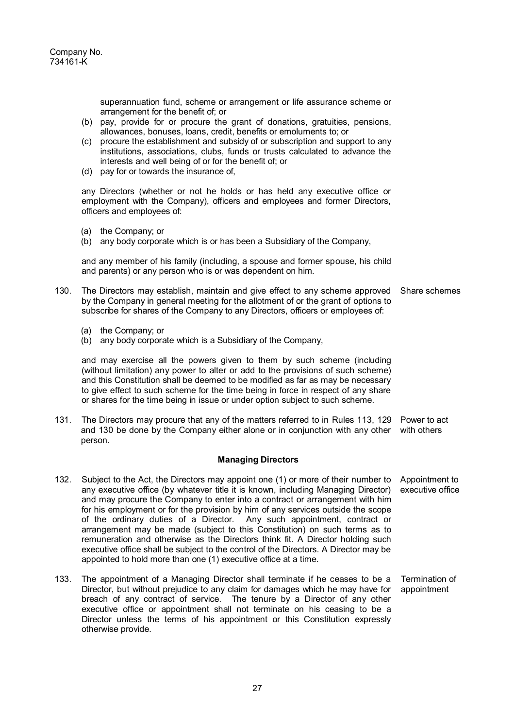superannuation fund, scheme or arrangement or life assurance scheme or arrangement for the benefit of; or

(b) pay, provide for or procure the grant of donations, gratuities, pensions, allowances, bonuses, loans, credit, benefits or emoluments to; or

(c) procure the establishment and subsidy of or subscription and support to any institutions, associations, clubs, funds or trusts calculated to advance the interests and well being of or for the benefit of; or

(d) pay for or towards the insurance of,

any Directors (whether or not he holds or has held any executive office or employment with the Company), officers and employees and former Directors, officers and employees of:

(a) the Company; or
(b) any body corporate which is or has been a Subsidiary of the Company,

and any member of his family (including, a spouse and former spouse, his child and parents) or any person who is or was dependent on him.

130. The Directors may establish, maintain and give effect to any scheme approved by the Company in general meeting for the allotment of or the grant of options to subscribe for shares of the Company to any Directors, officers or employees of: *Share schemes*

(a) the Company; or
(b) any body corporate which is a Subsidiary of the Company,

and may exercise all the powers given to them by such scheme (including (without limitation) any power to alter or add to the provisions of such scheme) and this Constitution shall be deemed to be modified as far as may be necessary to give effect to such scheme for the time being in force in respect of any share or shares for the time being in issue or under option subject to such scheme.

131. The Directors may procure that any of the matters referred to in Rules 113, 129 and 130 be done by the Company either alone or in conjunction with any other person. *Power to act with others*

### Managing Directors

132. Subject to the Act, the Directors may appoint one (1) or more of their number to any executive office (by whatever title it is known, including Managing Director) and may procure the Company to enter into a contract or arrangement with him for his employment or for the provision by him of any services outside the scope of the ordinary duties of a Director. Any such appointment, contract or arrangement may be made (subject to this Constitution) on such terms as to remuneration and otherwise as the Directors think fit. A Director holding such executive office shall be subject to the control of the Directors. A Director may be appointed to hold more than one (1) executive office at a time. *Appointment to executive office*

133. The appointment of a Managing Director shall terminate if he ceases to be a Director, but without prejudice to any claim for damages which he may have for breach of any contract of service. The tenure by a Director of any other executive office or appointment shall not terminate on his ceasing to be a Director unless the terms of his appointment or this Constitution expressly otherwise provide. *Termination of appointment*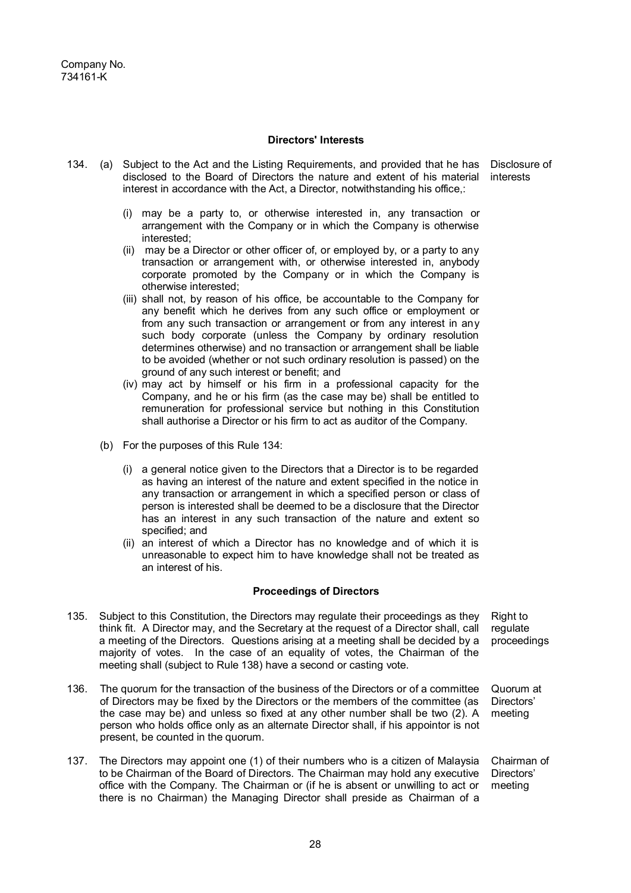Company No.
734161-K

## Directors' Interests

**Disclosure of interests**

134. (a) Subject to the Act and the Listing Requirements, and provided that he has disclosed to the Board of Directors the nature and extent of his material interest in accordance with the Act, a Director, notwithstanding his office,:

(i) may be a party to, or otherwise interested in, any transaction or arrangement with the Company or in which the Company is otherwise interested;

(ii) may be a Director or other officer of, or employed by, or a party to any transaction or arrangement with, or otherwise interested in, anybody corporate promoted by the Company or in which the Company is otherwise interested;

(iii) shall not, by reason of his office, be accountable to the Company for any benefit which he derives from any such office or employment or from any such transaction or arrangement or from any interest in any such body corporate (unless the Company by ordinary resolution determines otherwise) and no transaction or arrangement shall be liable to be avoided (whether or not such ordinary resolution is passed) on the ground of any such interest or benefit; and

(iv) may act by himself or his firm in a professional capacity for the Company, and he or his firm (as the case may be) shall be entitled to remuneration for professional service but nothing in this Constitution shall authorise a Director or his firm to act as auditor of the Company.

(b) For the purposes of this Rule 134:

(i) a general notice given to the Directors that a Director is to be regarded as having an interest of the nature and extent specified in the notice in any transaction or arrangement in which a specified person or class of person is interested shall be deemed to be a disclosure that the Director has an interest in any such transaction of the nature and extent so specified; and

(ii) an interest of which a Director has no knowledge and of which it is unreasonable to expect him to have knowledge shall not be treated as an interest of his.

## Proceedings of Directors

**Right to regulate proceedings**

135. Subject to this Constitution, the Directors may regulate their proceedings as they think fit. A Director may, and the Secretary at the request of a Director shall, call a meeting of the Directors. Questions arising at a meeting shall be decided by a majority of votes. In the case of an equality of votes, the Chairman of the meeting shall (subject to Rule 138) have a second or casting vote.

**Quorum at Directors' meeting**

136. The quorum for the transaction of the business of the Directors or of a committee of Directors may be fixed by the Directors or the members of the committee (as the case may be) and unless so fixed at any other number shall be two (2). A person who holds office only as an alternate Director shall, if his appointor is not present, be counted in the quorum.

**Chairman of Directors' meeting**

137. The Directors may appoint one (1) of their numbers who is a citizen of Malaysia to be Chairman of the Board of Directors. The Chairman may hold any executive office with the Company. The Chairman or (if he is absent or unwilling to act or there is no Chairman) the Managing Director shall preside as Chairman of a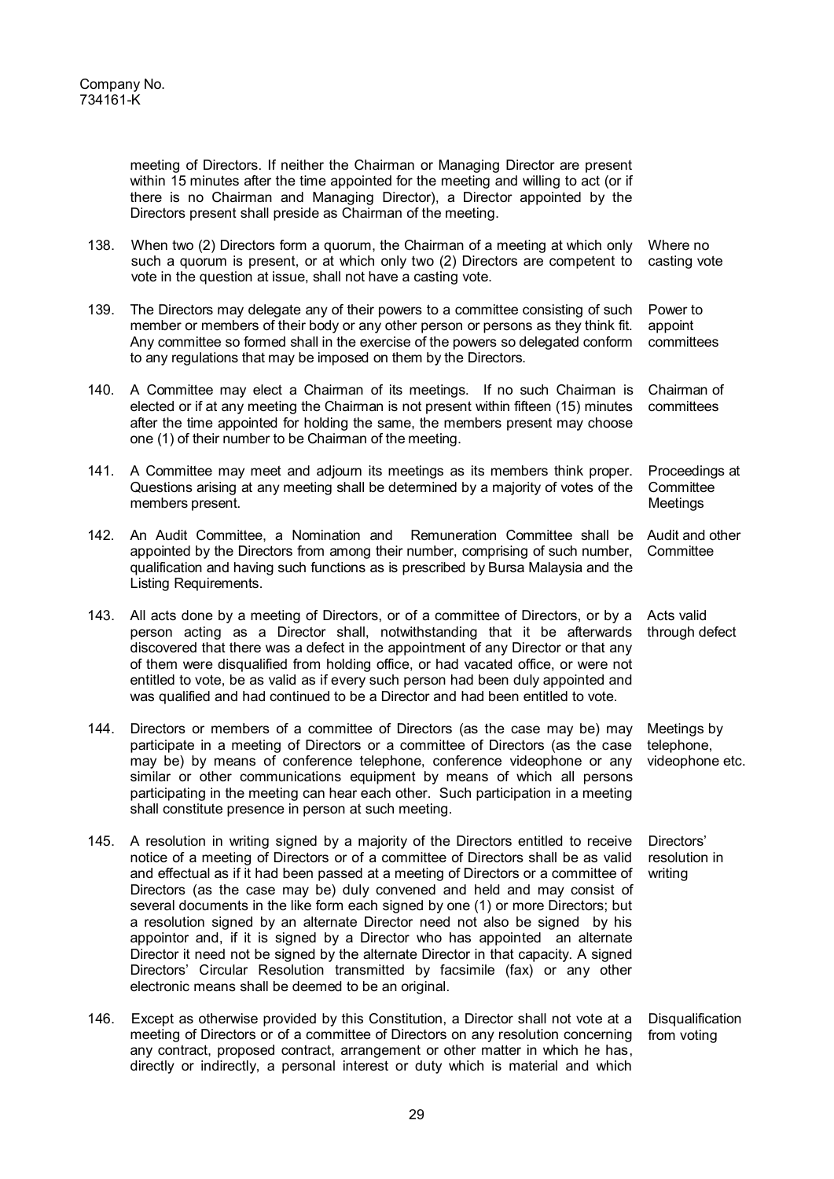meeting of Directors. If neither the Chairman or Managing Director are present within 15 minutes after the time appointed for the meeting and willing to act (or if there is no Chairman and Managing Director), a Director appointed by the Directors present shall preside as Chairman of the meeting.

138. When two (2) Directors form a quorum, the Chairman of a meeting at which only such a quorum is present, or at which only two (2) Directors are competent to vote in the question at issue, shall not have a casting vote. *Where no casting vote*

139. The Directors may delegate any of their powers to a committee consisting of such member or members of their body or any other person or persons as they think fit. Any committee so formed shall in the exercise of the powers so delegated conform to any regulations that may be imposed on them by the Directors. *Power to appoint committees*

140. A Committee may elect a Chairman of its meetings. If no such Chairman is elected or if at any meeting the Chairman is not present within fifteen (15) minutes after the time appointed for holding the same, the members present may choose one (1) of their number to be Chairman of the meeting. *Chairman of committees*

141. A Committee may meet and adjourn its meetings as its members think proper. Questions arising at any meeting shall be determined by a majority of votes of the members present. *Proceedings at Committee Meetings*

142. An Audit Committee, a Nomination and Remuneration Committee shall be appointed by the Directors from among their number, comprising of such number, qualification and having such functions as is prescribed by Bursa Malaysia and the Listing Requirements. *Audit and other Committee*

143. All acts done by a meeting of Directors, or of a committee of Directors, or by a person acting as a Director shall, notwithstanding that it be afterwards discovered that there was a defect in the appointment of any Director or that any of them were disqualified from holding office, or had vacated office, or were not entitled to vote, be as valid as if every such person had been duly appointed and was qualified and had continued to be a Director and had been entitled to vote. *Acts valid through defect*

144. Directors or members of a committee of Directors (as the case may be) may participate in a meeting of Directors or a committee of Directors (as the case may be) by means of conference telephone, conference videophone or any similar or other communications equipment by means of which all persons participating in the meeting can hear each other. Such participation in a meeting shall constitute presence in person at such meeting. *Meetings by telephone, videophone etc.*

145. A resolution in writing signed by a majority of the Directors entitled to receive notice of a meeting of Directors or of a committee of Directors shall be as valid and effectual as if it had been passed at a meeting of Directors or a committee of Directors (as the case may be) duly convened and held and may consist of several documents in the like form each signed by one (1) or more Directors; but a resolution signed by an alternate Director need not also be signed by his appointor and, if it is signed by a Director who has appointed an alternate Director it need not be signed by the alternate Director in that capacity. A signed Directors' Circular Resolution transmitted by facsimile (fax) or any other electronic means shall be deemed to be an original. *Directors' resolution in writing*

146. Except as otherwise provided by this Constitution, a Director shall not vote at a meeting of Directors or of a committee of Directors on any resolution concerning any contract, proposed contract, arrangement or other matter in which he has, directly or indirectly, a personal interest or duty which is material and which *Disqualification from voting*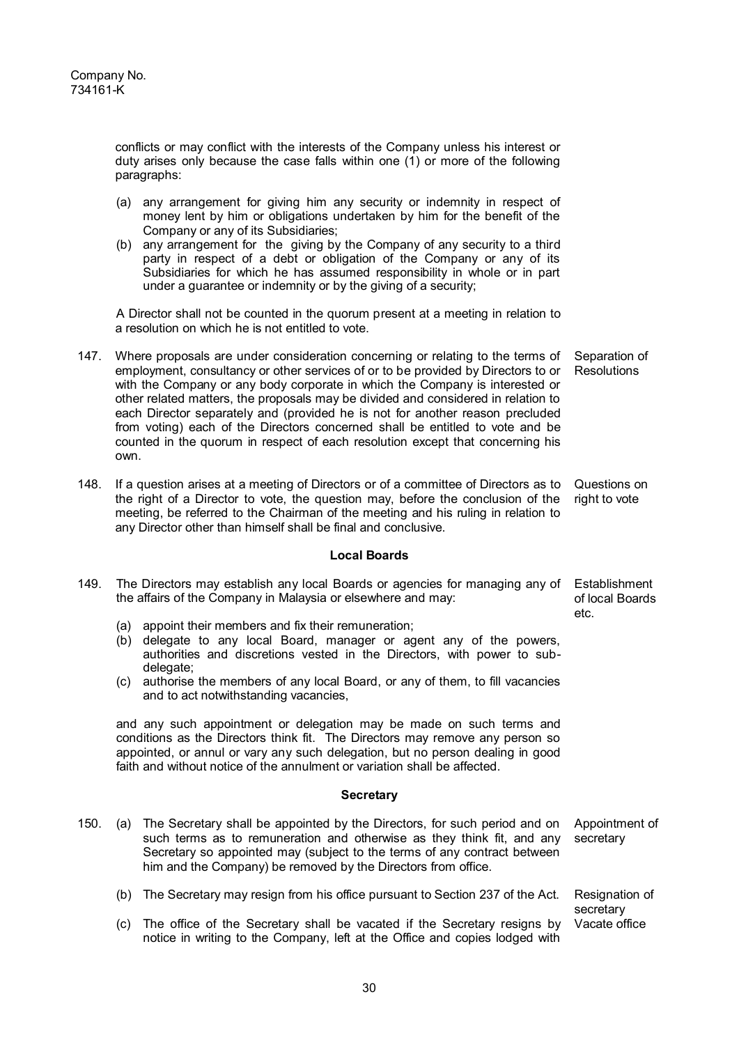conflicts or may conflict with the interests of the Company unless his interest or duty arises only because the case falls within one (1) or more of the following paragraphs:

(a) any arrangement for giving him any security or indemnity in respect of money lent by him or obligations undertaken by him for the benefit of the Company or any of its Subsidiaries;
(b) any arrangement for the giving by the Company of any security to a third party in respect of a debt or obligation of the Company or any of its Subsidiaries for which he has assumed responsibility in whole or in part under a guarantee or indemnity or by the giving of a security;

A Director shall not be counted in the quorum present at a meeting in relation to a resolution on which he is not entitled to vote.

147. Where proposals are under consideration concerning or relating to the terms of employment, consultancy or other services of or to be provided by Directors to or with the Company or any body corporate in which the Company is interested or other related matters, the proposals may be divided and considered in relation to each Director separately and (provided he is not for another reason precluded from voting) each of the Directors concerned shall be entitled to vote and be counted in the quorum in respect of each resolution except that concerning his own. *Separation of Resolutions*

148. If a question arises at a meeting of Directors or of a committee of Directors as to the right of a Director to vote, the question may, before the conclusion of the meeting, be referred to the Chairman of the meeting and his ruling in relation to any Director other than himself shall be final and conclusive. *Questions on right to vote*

## Local Boards

149. The Directors may establish any local Boards or agencies for managing any of the affairs of the Company in Malaysia or elsewhere and may: *Establishment of local Boards etc.*

(a) appoint their members and fix their remuneration;
(b) delegate to any local Board, manager or agent any of the powers, authorities and discretions vested in the Directors, with power to sub-delegate;
(c) authorise the members of any local Board, or any of them, to fill vacancies and to act notwithstanding vacancies,

and any such appointment or delegation may be made on such terms and conditions as the Directors think fit. The Directors may remove any person so appointed, or annul or vary any such delegation, but no person dealing in good faith and without notice of the annulment or variation shall be affected.

## Secretary

150. (a) The Secretary shall be appointed by the Directors, for such period and on such terms as to remuneration and otherwise as they think fit, and any Secretary so appointed may (subject to the terms of any contract between him and the Company) be removed by the Directors from office. *Appointment of secretary*

(b) The Secretary may resign from his office pursuant to Section 237 of the Act. *Resignation of secretary*

(c) The office of the Secretary shall be vacated if the Secretary resigns by notice in writing to the Company, left at the Office and copies lodged with *Vacate office*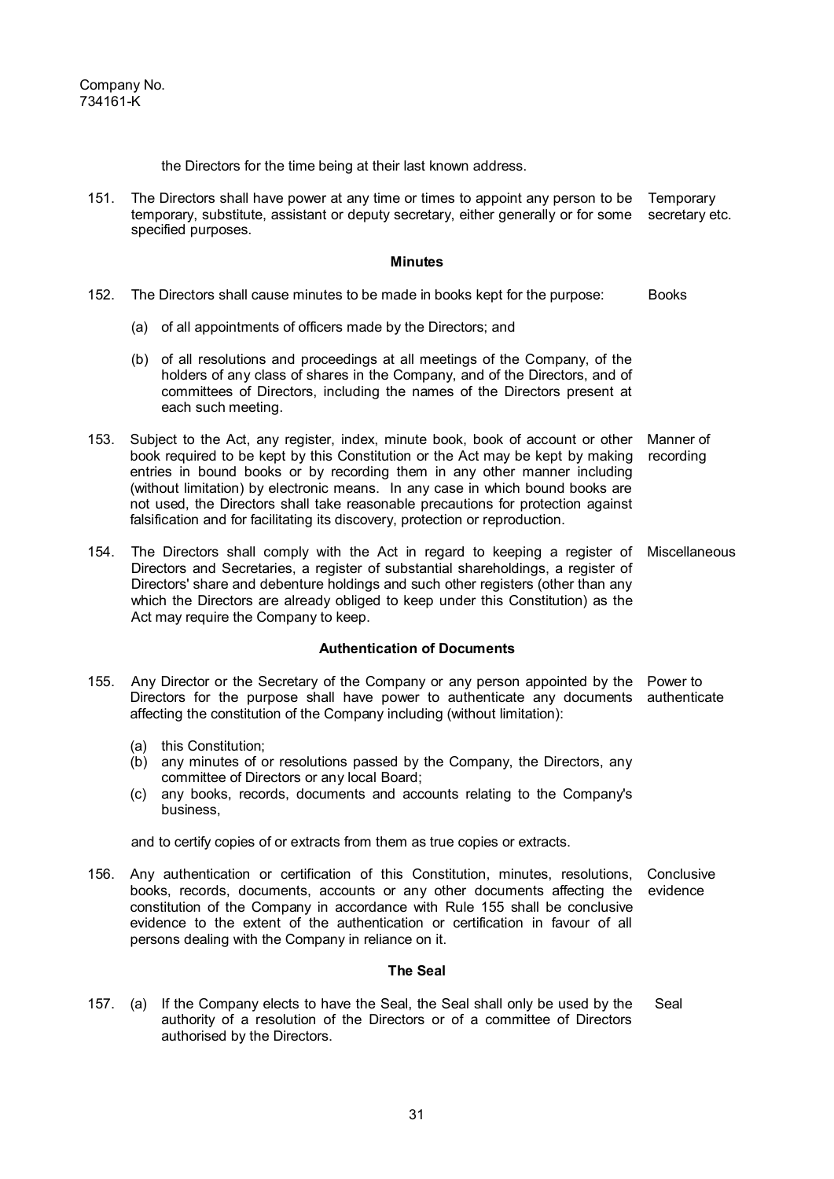the Directors for the time being at their last known address.

151. The Directors shall have power at any time or times to appoint any person to be temporary, substitute, assistant or deputy secretary, either generally or for some specified purposes. *Temporary secretary etc.*

### Minutes

152. The Directors shall cause minutes to be made in books kept for the purpose: *Books*

   (a) of all appointments of officers made by the Directors; and

   (b) of all resolutions and proceedings at all meetings of the Company, of the holders of any class of shares in the Company, and of the Directors, and of committees of Directors, including the names of the Directors present at each such meeting.

153. Subject to the Act, any register, index, minute book, book of account or other book required to be kept by this Constitution or the Act may be kept by making entries in bound books or by recording them in any other manner including (without limitation) by electronic means. In any case in which bound books are not used, the Directors shall take reasonable precautions for protection against falsification and for facilitating its discovery, protection or reproduction. *Manner of recording*

154. The Directors shall comply with the Act in regard to keeping a register of Directors and Secretaries, a register of substantial shareholdings, a register of Directors' share and debenture holdings and such other registers (other than any which the Directors are already obliged to keep under this Constitution) as the Act may require the Company to keep. *Miscellaneous*

### Authentication of Documents

155. Any Director or the Secretary of the Company or any person appointed by the Directors for the purpose shall have power to authenticate any documents affecting the constitution of the Company including (without limitation): *Power to authenticate*

   (a) this Constitution;
   (b) any minutes of or resolutions passed by the Company, the Directors, any committee of Directors or any local Board;
   (c) any books, records, documents and accounts relating to the Company's business,

   and to certify copies of or extracts from them as true copies or extracts.

156. Any authentication or certification of this Constitution, minutes, resolutions, books, records, documents, accounts or any other documents affecting the constitution of the Company in accordance with Rule 155 shall be conclusive evidence to the extent of the authentication or certification in favour of all persons dealing with the Company in reliance on it. *Conclusive evidence*

### The Seal

157. (a) If the Company elects to have the Seal, the Seal shall only be used by the authority of a resolution of the Directors or of a committee of Directors authorised by the Directors. *Seal*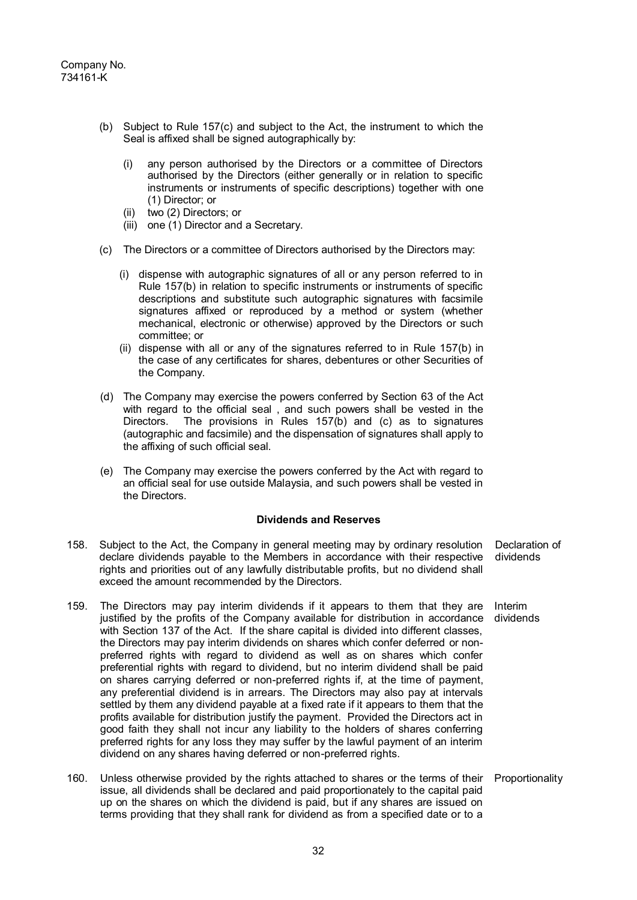(b) Subject to Rule 157(c) and subject to the Act, the instrument to which the Seal is affixed shall be signed autographically by:

   (i) any person authorised by the Directors or a committee of Directors authorised by the Directors (either generally or in relation to specific instruments or instruments of specific descriptions) together with one (1) Director; or
   (ii) two (2) Directors; or
   (iii) one (1) Director and a Secretary.

(c) The Directors or a committee of Directors authorised by the Directors may:

   (i) dispense with autographic signatures of all or any person referred to in Rule 157(b) in relation to specific instruments or instruments of specific descriptions and substitute such autographic signatures with facsimile signatures affixed or reproduced by a method or system (whether mechanical, electronic or otherwise) approved by the Directors or such committee; or
   (ii) dispense with all or any of the signatures referred to in Rule 157(b) in the case of any certificates for shares, debentures or other Securities of the Company.

(d) The Company may exercise the powers conferred by Section 63 of the Act with regard to the official seal , and such powers shall be vested in the Directors. The provisions in Rules 157(b) and (c) as to signatures (autographic and facsimile) and the dispensation of signatures shall apply to the affixing of such official seal.

(e) The Company may exercise the powers conferred by the Act with regard to an official seal for use outside Malaysia, and such powers shall be vested in the Directors.

**Dividends and Reserves**

158. Subject to the Act, the Company in general meeting may by ordinary resolution declare dividends payable to the Members in accordance with their respective rights and priorities out of any lawfully distributable profits, but no dividend shall exceed the amount recommended by the Directors.

*Declaration of dividends*

159. The Directors may pay interim dividends if it appears to them that they are justified by the profits of the Company available for distribution in accordance with Section 137 of the Act. If the share capital is divided into different classes, the Directors may pay interim dividends on shares which confer deferred or non-preferred rights with regard to dividend as well as on shares which confer preferential rights with regard to dividend, but no interim dividend shall be paid on shares carrying deferred or non-preferred rights if, at the time of payment, any preferential dividend is in arrears. The Directors may also pay at intervals settled by them any dividend payable at a fixed rate if it appears to them that the profits available for distribution justify the payment. Provided the Directors act in good faith they shall not incur any liability to the holders of shares conferring preferred rights for any loss they may suffer by the lawful payment of an interim dividend on any shares having deferred or non-preferred rights.

*Interim dividends*

160. Unless otherwise provided by the rights attached to shares or the terms of their issue, all dividends shall be declared and paid proportionately to the capital paid up on the shares on which the dividend is paid, but if any shares are issued on terms providing that they shall rank for dividend as from a specified date or to a

*Proportionality*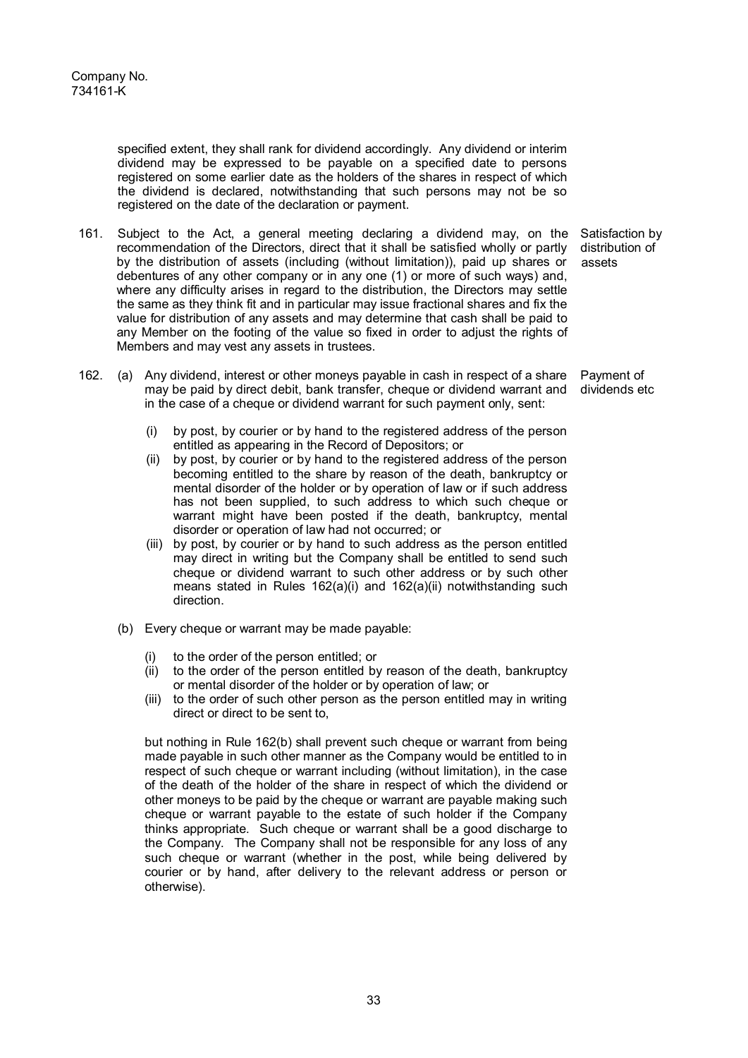Company No.
734161-K

specified extent, they shall rank for dividend accordingly. Any dividend or interim dividend may be expressed to be payable on a specified date to persons registered on some earlier date as the holders of the shares in respect of which the dividend is declared, notwithstanding that such persons may not be so registered on the date of the declaration or payment.

161. Subject to the Act, a general meeting declaring a dividend may, on the recommendation of the Directors, direct that it shall be satisfied wholly or partly by the distribution of assets (including (without limitation)), paid up shares or debentures of any other company or in any one (1) or more of such ways) and, where any difficulty arises in regard to the distribution, the Directors may settle the same as they think fit and in particular may issue fractional shares and fix the value for distribution of any assets and may determine that cash shall be paid to any Member on the footing of the value so fixed in order to adjust the rights of Members and may vest any assets in trustees. *Satisfaction by distribution of assets*

162. (a) Any dividend, interest or other moneys payable in cash in respect of a share may be paid by direct debit, bank transfer, cheque or dividend warrant and in the case of a cheque or dividend warrant for such payment only, sent: *Payment of dividends etc*

(i) by post, by courier or by hand to the registered address of the person entitled as appearing in the Record of Depositors; or

(ii) by post, by courier or by hand to the registered address of the person becoming entitled to the share by reason of the death, bankruptcy or mental disorder of the holder or by operation of law or if such address has not been supplied, to such address to which such cheque or warrant might have been posted if the death, bankruptcy, mental disorder or operation of law had not occurred; or

(iii) by post, by courier or by hand to such address as the person entitled may direct in writing but the Company shall be entitled to send such cheque or dividend warrant to such other address or by such other means stated in Rules 162(a)(i) and 162(a)(ii) notwithstanding such direction.

(b) Every cheque or warrant may be made payable:

(i) to the order of the person entitled; or

(ii) to the order of the person entitled by reason of the death, bankruptcy or mental disorder of the holder or by operation of law; or

(iii) to the order of such other person as the person entitled may in writing direct or direct to be sent to,

but nothing in Rule 162(b) shall prevent such cheque or warrant from being made payable in such other manner as the Company would be entitled to in respect of such cheque or warrant including (without limitation), in the case of the death of the holder of the share in respect of which the dividend or other moneys to be paid by the cheque or warrant are payable making such cheque or warrant payable to the estate of such holder if the Company thinks appropriate. Such cheque or warrant shall be a good discharge to the Company. The Company shall not be responsible for any loss of any such cheque or warrant (whether in the post, while being delivered by courier or by hand, after delivery to the relevant address or person or otherwise).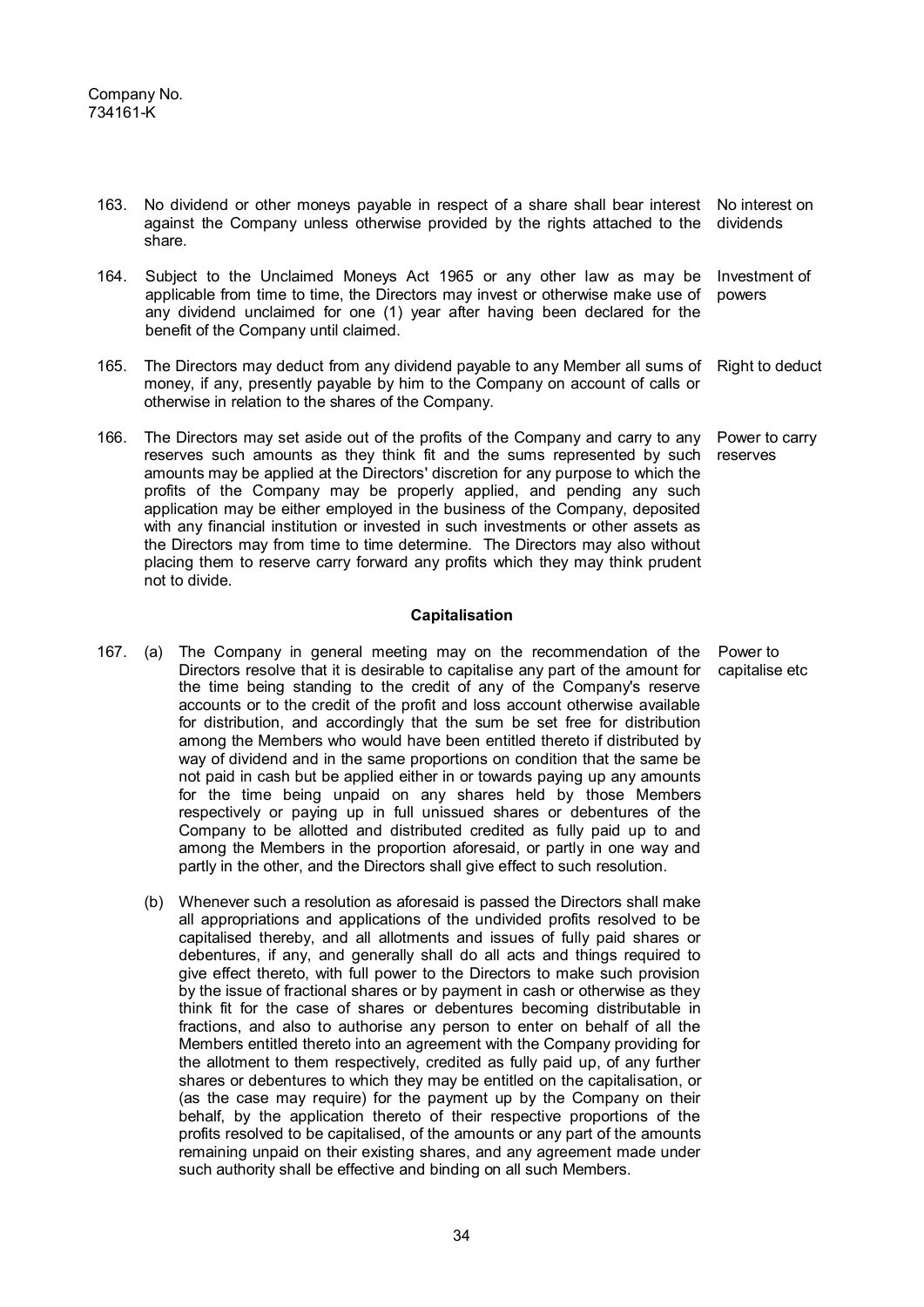163. No dividend or other moneys payable in respect of a share shall bear interest against the Company unless otherwise provided by the rights attached to the share. No interest on dividends

164. Subject to the Unclaimed Moneys Act 1965 or any other law as may be applicable from time to time, the Directors may invest or otherwise make use of any dividend unclaimed for one (1) year after having been declared for the benefit of the Company until claimed. Investment of powers

165. The Directors may deduct from any dividend payable to any Member all sums of money, if any, presently payable by him to the Company on account of calls or otherwise in relation to the shares of the Company. Right to deduct

166. The Directors may set aside out of the profits of the Company and carry to any reserves such amounts as they think fit and the sums represented by such amounts may be applied at the Directors' discretion for any purpose to which the profits of the Company may be properly applied, and pending any such application may be either employed in the business of the Company, deposited with any financial institution or invested in such investments or other assets as the Directors may from time to time determine. The Directors may also without placing them to reserve carry forward any profits which they may think prudent not to divide. Power to carry reserves

**Capitalisation**

167. (a) The Company in general meeting may on the recommendation of the Directors resolve that it is desirable to capitalise any part of the amount for the time being standing to the credit of any of the Company's reserve accounts or to the credit of the profit and loss account otherwise available for distribution, and accordingly that the sum be set free for distribution among the Members who would have been entitled thereto if distributed by way of dividend and in the same proportions on condition that the same be not paid in cash but be applied either in or towards paying up any amounts for the time being unpaid on any shares held by those Members respectively or paying up in full unissued shares or debentures of the Company to be allotted and distributed credited as fully paid up to and among the Members in the proportion aforesaid, or partly in one way and partly in the other, and the Directors shall give effect to such resolution. Power to capitalise etc

(b) Whenever such a resolution as aforesaid is passed the Directors shall make all appropriations and applications of the undivided profits resolved to be capitalised thereby, and all allotments and issues of fully paid shares or debentures, if any, and generally shall do all acts and things required to give effect thereto, with full power to the Directors to make such provision by the issue of fractional shares or by payment in cash or otherwise as they think fit for the case of shares or debentures becoming distributable in fractions, and also to authorise any person to enter on behalf of all the Members entitled thereto into an agreement with the Company providing for the allotment to them respectively, credited as fully paid up, of any further shares or debentures to which they may be entitled on the capitalisation, or (as the case may require) for the payment up by the Company on their behalf, by the application thereto of their respective proportions of the profits resolved to be capitalised, of the amounts or any part of the amounts remaining unpaid on their existing shares, and any agreement made under such authority shall be effective and binding on all such Members.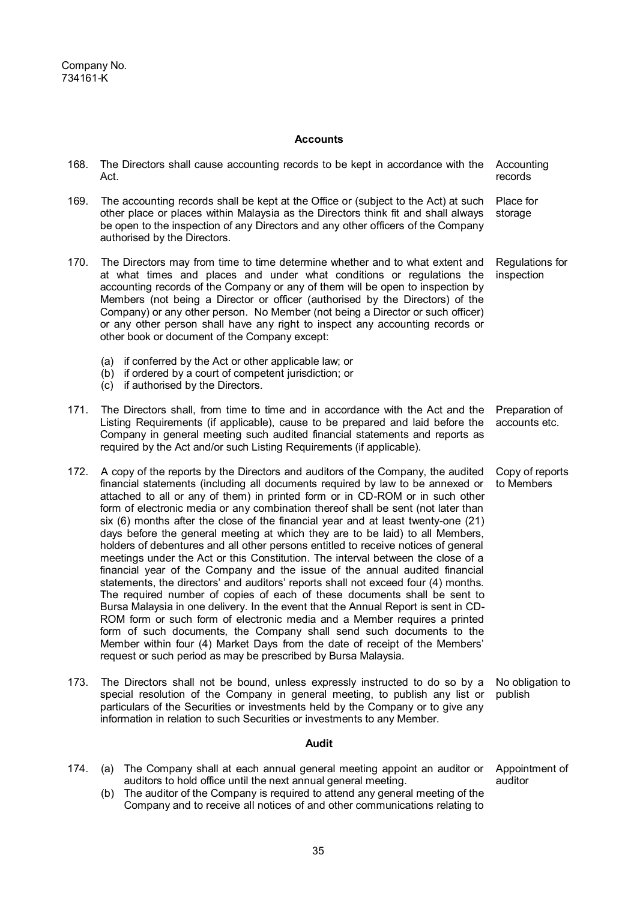## Accounts

168. The Directors shall cause accounting records to be kept in accordance with the Act. *Accounting records*

169. The accounting records shall be kept at the Office or (subject to the Act) at such other place or places within Malaysia as the Directors think fit and shall always be open to the inspection of any Directors and any other officers of the Company authorised by the Directors. *Place for storage*

170. The Directors may from time to time determine whether and to what extent and at what times and places and under what conditions or regulations the accounting records of the Company or any of them will be open to inspection by Members (not being a Director or officer (authorised by the Directors) of the Company) or any other person. No Member (not being a Director or such officer) or any other person shall have any right to inspect any accounting records or other book or document of the Company except: *Regulations for inspection*

    (a) if conferred by the Act or other applicable law; or
    (b) if ordered by a court of competent jurisdiction; or
    (c) if authorised by the Directors.

171. The Directors shall, from time to time and in accordance with the Act and the Listing Requirements (if applicable), cause to be prepared and laid before the Company in general meeting such audited financial statements and reports as required by the Act and/or such Listing Requirements (if applicable). *Preparation of accounts etc.*

172. A copy of the reports by the Directors and auditors of the Company, the audited financial statements (including all documents required by law to be annexed or attached to all or any of them) in printed form or in CD-ROM or in such other form of electronic media or any combination thereof shall be sent (not later than six (6) months after the close of the financial year and at least twenty-one (21) days before the general meeting at which they are to be laid) to all Members, holders of debentures and all other persons entitled to receive notices of general meetings under the Act or this Constitution. The interval between the close of a financial year of the Company and the issue of the annual audited financial statements, the directors' and auditors' reports shall not exceed four (4) months. The required number of copies of each of these documents shall be sent to Bursa Malaysia in one delivery. In the event that the Annual Report is sent in CD-ROM form or such form of electronic media and a Member requires a printed form of such documents, the Company shall send such documents to the Member within four (4) Market Days from the date of receipt of the Members' request or such period as may be prescribed by Bursa Malaysia. *Copy of reports to Members*

173. The Directors shall not be bound, unless expressly instructed to do so by a special resolution of the Company in general meeting, to publish any list or particulars of the Securities or investments held by the Company or to give any information in relation to such Securities or investments to any Member. *No obligation to publish*

## Audit

174. (a) The Company shall at each annual general meeting appoint an auditor or auditors to hold office until the next annual general meeting. *Appointment of auditor*

    (b) The auditor of the Company is required to attend any general meeting of the Company and to receive all notices of and other communications relating to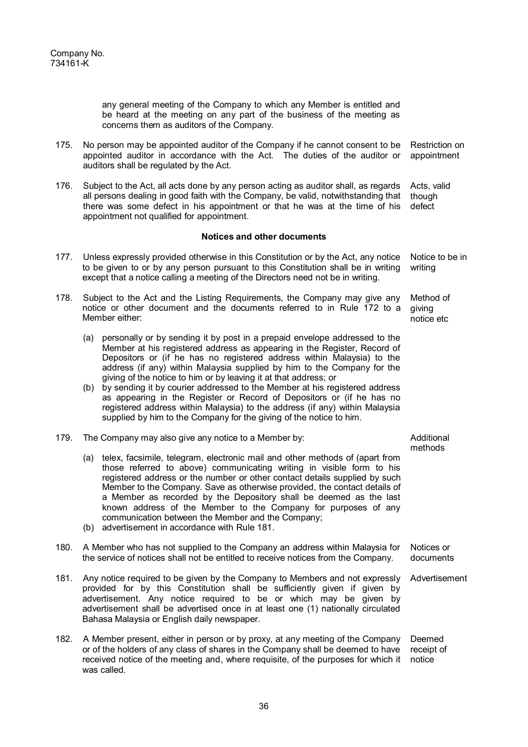any general meeting of the Company to which any Member is entitled and be heard at the meeting on any part of the business of the meeting as concerns them as auditors of the Company.

175. No person may be appointed auditor of the Company if he cannot consent to be appointed auditor in accordance with the Act. The duties of the auditor or auditors shall be regulated by the Act. *Restriction on appointment*

176. Subject to the Act, all acts done by any person acting as auditor shall, as regards all persons dealing in good faith with the Company, be valid, notwithstanding that there was some defect in his appointment or that he was at the time of his appointment not qualified for appointment. *Acts, valid though defect*

## Notices and other documents

177. Unless expressly provided otherwise in this Constitution or by the Act, any notice to be given to or by any person pursuant to this Constitution shall be in writing except that a notice calling a meeting of the Directors need not be in writing. *Notice to be in writing*

178. Subject to the Act and the Listing Requirements, the Company may give any notice or other document and the documents referred to in Rule 172 to a Member either: *Method of giving notice etc*

   (a) personally or by sending it by post in a prepaid envelope addressed to the Member at his registered address as appearing in the Register, Record of Depositors or (if he has no registered address within Malaysia) to the address (if any) within Malaysia supplied by him to the Company for the giving of the notice to him or by leaving it at that address; or
   
   (b) by sending it by courier addressed to the Member at his registered address as appearing in the Register or Record of Depositors or (if he has no registered address within Malaysia) to the address (if any) within Malaysia supplied by him to the Company for the giving of the notice to him.

179. The Company may also give any notice to a Member by: *Additional methods*

   (a) telex, facsimile, telegram, electronic mail and other methods of (apart from those referred to above) communicating writing in visible form to his registered address or the number or other contact details supplied by such Member to the Company. Save as otherwise provided, the contact details of a Member as recorded by the Depository shall be deemed as the last known address of the Member to the Company for purposes of any communication between the Member and the Company;
   
   (b) advertisement in accordance with Rule 181.

180. A Member who has not supplied to the Company an address within Malaysia for the service of notices shall not be entitled to receive notices from the Company. *Notices or documents*

181. Any notice required to be given by the Company to Members and not expressly provided for by this Constitution shall be sufficiently given if given by advertisement. Any notice required to be or which may be given by advertisement shall be advertised once in at least one (1) nationally circulated Bahasa Malaysia or English daily newspaper. *Advertisement*

182. A Member present, either in person or by proxy, at any meeting of the Company or of the holders of any class of shares in the Company shall be deemed to have received notice of the meeting and, where requisite, of the purposes for which it was called. *Deemed receipt of notice*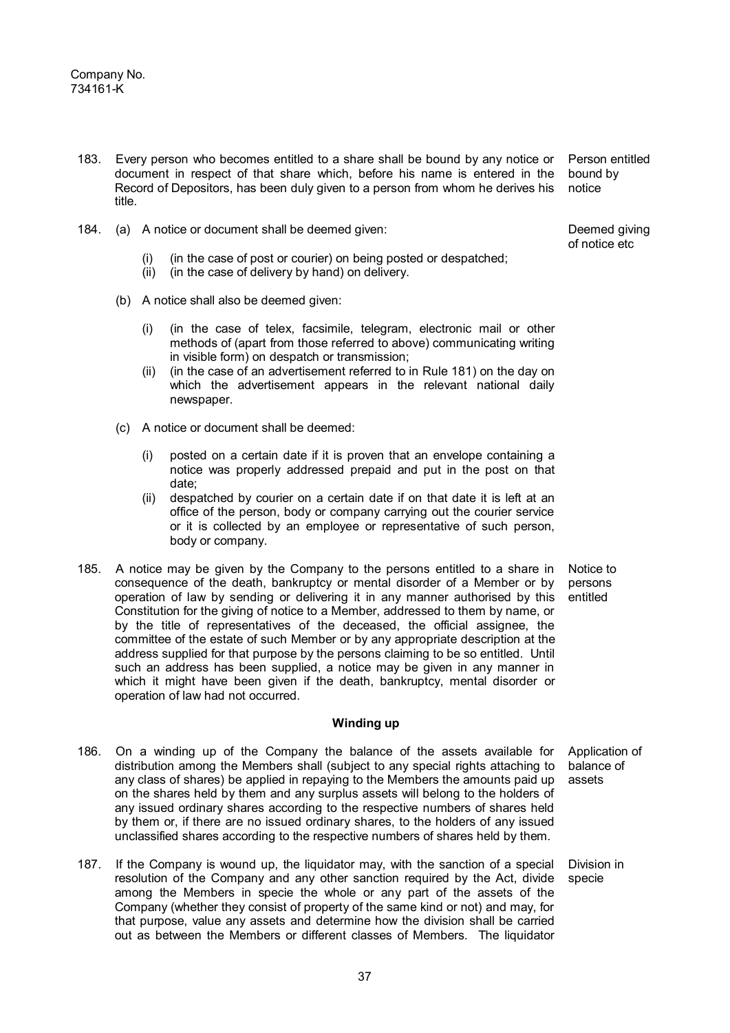Company No.
734161-K

183. Every person who becomes entitled to a share shall be bound by any notice or document in respect of that share which, before his name is entered in the Record of Depositors, has been duly given to a person from whom he derives his title. *Person entitled bound by notice*

184. *Deemed giving of notice etc*

(a) A notice or document shall be deemed given:

(i) (in the case of post or courier) on being posted or despatched;
(ii) (in the case of delivery by hand) on delivery.

(b) A notice shall also be deemed given:

(i) (in the case of telex, facsimile, telegram, electronic mail or other methods of (apart from those referred to above) communicating writing in visible form) on despatch or transmission;
(ii) (in the case of an advertisement referred to in Rule 181) on the day on which the advertisement appears in the relevant national daily newspaper.

(c) A notice or document shall be deemed:

(i) posted on a certain date if it is proven that an envelope containing a notice was properly addressed prepaid and put in the post on that date;
(ii) despatched by courier on a certain date if on that date it is left at an office of the person, body or company carrying out the courier service or it is collected by an employee or representative of such person, body or company.

185. A notice may be given by the Company to the persons entitled to a share in consequence of the death, bankruptcy or mental disorder of a Member or by operation of law by sending or delivering it in any manner authorised by this Constitution for the giving of notice to a Member, addressed to them by name, or by the title of representatives of the deceased, the official assignee, the committee of the estate of such Member or by any appropriate description at the address supplied for that purpose by the persons claiming to be so entitled. Until such an address has been supplied, a notice may be given in any manner in which it might have been given if the death, bankruptcy, mental disorder or operation of law had not occurred. *Notice to persons entitled*

## Winding up

186. On a winding up of the Company the balance of the assets available for distribution among the Members shall (subject to any special rights attaching to any class of shares) be applied in repaying to the Members the amounts paid up on the shares held by them and any surplus assets will belong to the holders of any issued ordinary shares according to the respective numbers of shares held by them or, if there are no issued ordinary shares, to the holders of any issued unclassified shares according to the respective numbers of shares held by them. *Application of balance of assets*

187. If the Company is wound up, the liquidator may, with the sanction of a special resolution of the Company and any other sanction required by the Act, divide among the Members in specie the whole or any part of the assets of the Company (whether they consist of property of the same kind or not) and may, for that purpose, value any assets and determine how the division shall be carried out as between the Members or different classes of Members. The liquidator *Division in specie*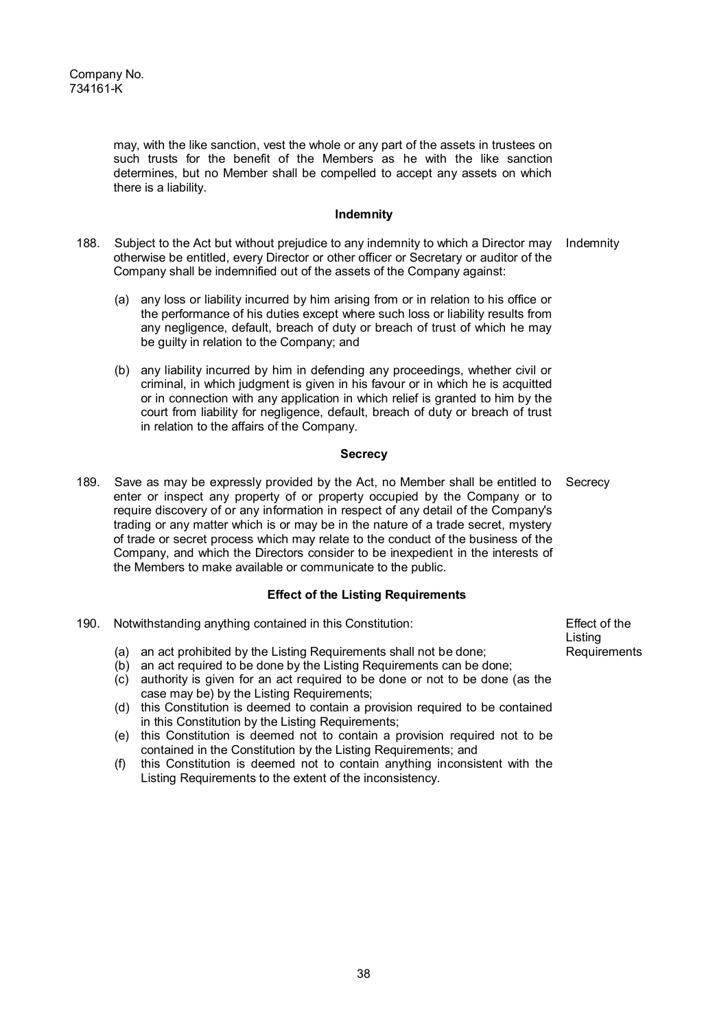may, with the like sanction, vest the whole or any part of the assets in trustees on such trusts for the benefit of the Members as he with the like sanction determines, but no Member shall be compelled to accept any assets on which there is a liability.

**Indemnity**

188. Subject to the Act but without prejudice to any indemnity to which a Director may otherwise be entitled, every Director or other officer or Secretary or auditor of the Company shall be indemnified out of the assets of the Company against: *(Indemnity)*

(a) any loss or liability incurred by him arising from or in relation to his office or the performance of his duties except where such loss or liability results from any negligence, default, breach of duty or breach of trust of which he may be guilty in relation to the Company; and

(b) any liability incurred by him in defending any proceedings, whether civil or criminal, in which judgment is given in his favour or in which he is acquitted or in connection with any application in which relief is granted to him by the court from liability for negligence, default, breach of duty or breach of trust in relation to the affairs of the Company.

**Secrecy**

189. Save as may be expressly provided by the Act, no Member shall be entitled to enter or inspect any property of or property occupied by the Company or to require discovery of or any information in respect of any detail of the Company's trading or any matter which is or may be in the nature of a trade secret, mystery of trade or secret process which may relate to the conduct of the business of the Company, and which the Directors consider to be inexpedient in the interests of the Members to make available or communicate to the public. *(Secrecy)*

**Effect of the Listing Requirements**

190. Notwithstanding anything contained in this Constitution: *(Effect of the Listing Requirements)*

(a) an act prohibited by the Listing Requirements shall not be done;
(b) an act required to be done by the Listing Requirements can be done;
(c) authority is given for an act required to be done or not to be done (as the case may be) by the Listing Requirements;
(d) this Constitution is deemed to contain a provision required to be contained in this Constitution by the Listing Requirements;
(e) this Constitution is deemed not to contain a provision required not to be contained in the Constitution by the Listing Requirements; and
(f) this Constitution is deemed not to contain anything inconsistent with the Listing Requirements to the extent of the inconsistency.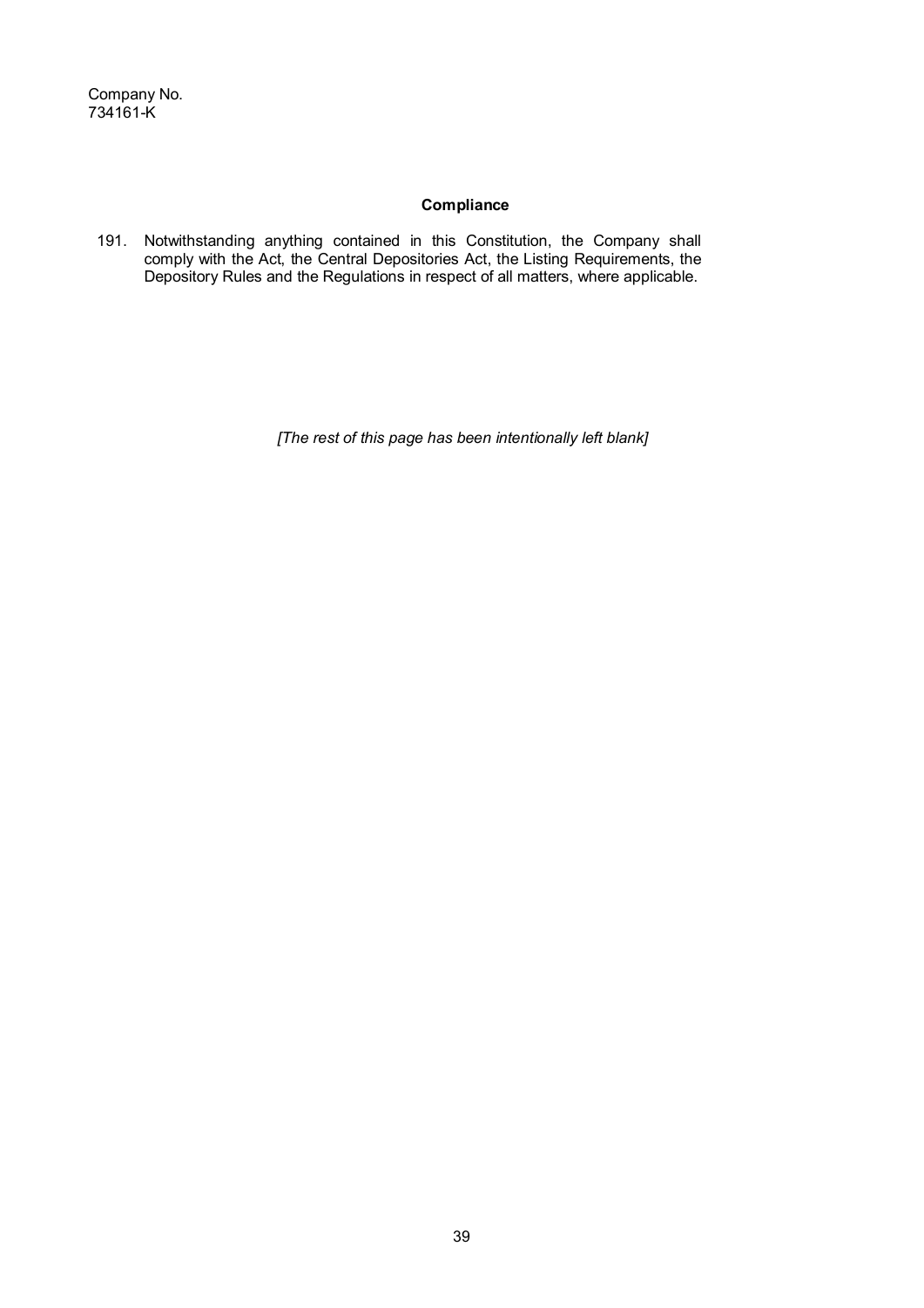Company No.
734161-K

## Compliance

191. Notwithstanding anything contained in this Constitution, the Company shall comply with the Act, the Central Depositories Act, the Listing Requirements, the Depository Rules and the Regulations in respect of all matters, where applicable.

*[The rest of this page has been intentionally left blank]*